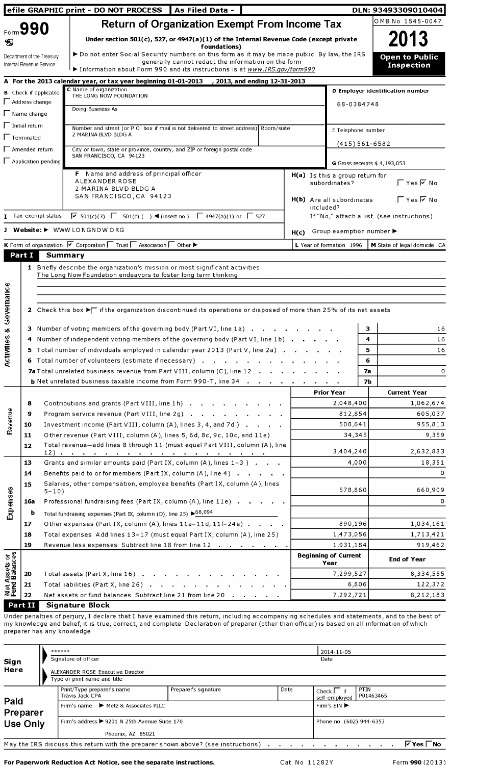efile GRAPHIC print - DO NOT PROCESS | As Filed Data - | DLN: 93493309010404

# Form 990 Return of Organization Exempt From Income Tax

OMB No 1545-0047

**2013**

**Open to Public Inspection**

Under section 501(c), 527, or 4947(a)(1) of the Internal Revenue Code (except private foundations)

▶ Do not enter Social Security numbers on this form as it may be made public By law, the IRS generally cannot redact the information on the form

▶ Information about Form 990 and its instructions is at www.IRS.gov/form990

Department of the Treasury
Internal Revenue Service

**A** For the 2013 calendar year, or tax year beginning 01-01-2013 , 2013, and ending 12-31-2013

**B** Check if applicable
- ☐ Address change
- ☐ Name change
- ☐ Initial return
- ☐ Terminated
- ☐ Amended return
- ☐ Application pending

**C** Name of organization
THE LONG NOW FOUNDATION

Doing Business As

Number and street (or P O box if mail is not delivered to street address) Room/suite
2 MARINA BLVD BLDG A

City or town, state or province, country, and ZIP or foreign postal code
SAN FRANCISCO, CA 94123

**D** Employer identification number
68-0384748

**E** Telephone number
(415) 561-6582

**G** Gross receipts $ 4,193,053

**F** Name and address of principal officer
ALEXANDER ROSE
2 MARINA BLVD BLDG A
SAN FRANCISCO, CA 94123

**H(a)** Is this a group return for subordinates? ☐ Yes ☑ No

**H(b)** Are all subordinates included? ☐ Yes ☐ No
If "No," attach a list (see instructions)

**H(c)** Group exemption number ▶

**I** Tax-exempt status ☑ 501(c)(3) ☐ 501(c) ( ) ◀ (insert no ) ☐ 4947(a)(1) or ☐ 527

**J** Website: ▶ WWW LONGNOW ORG

**K** Form of organization ☑ Corporation ☐ Trust ☐ Association ☐ Other ▶

**L** Year of formation 1996 **M** State of legal domicile CA

## Part I Summary

**Activities & Governance**

1 Briefly describe the organization's mission or most significant activities
The Long Now Foundation endeavors to foster long term thinking

2 Check this box ▶☐ if the organization discontinued its operations or disposed of more than 25% of its net assets

| | | | |
|---|---|---|---|
| 3 | Number of voting members of the governing body (Part VI, line 1a) | 3 | 16 |
| 4 | Number of independent voting members of the governing body (Part VI, line 1b) | 4 | 16 |
| 5 | Total number of individuals employed in calendar year 2013 (Part V, line 2a) | 5 | 16 |
| 6 | Total number of volunteers (estimate if necessary) | 6 | |
| 7a | Total unrelated business revenue from Part VIII, column (C), line 12 | 7a | 0 |
| b | Net unrelated business taxable income from Form 990-T, line 34 | 7b | |

| | | | Prior Year | Current Year |
|---|---|---|---|---|
| **Revenue** | 8 | Contributions and grants (Part VIII, line 1h) | 2,048,400 | 1,062,674 |
| | 9 | Program service revenue (Part VIII, line 2g) | 812,854 | 605,037 |
| | 10 | Investment income (Part VIII, column (A), lines 3, 4, and 7d ) | 508,641 | 955,813 |
| | 11 | Other revenue (Part VIII, column (A), lines 5, 6d, 8c, 9c, 10c, and 11e) | 34,345 | 9,359 |
| | 12 | Total revenue—add lines 8 through 11 (must equal Part VIII, column (A), line 12) | 3,404,240 | 2,632,883 |
| **Expenses** | 13 | Grants and similar amounts paid (Part IX, column (A), lines 1–3 ) | 4,000 | 18,351 |
| | 14 | Benefits paid to or for members (Part IX, column (A), line 4) | | 0 |
| | 15 | Salaries, other compensation, employee benefits (Part IX, column (A), lines 5–10) | 578,860 | 660,909 |
| | 16a | Professional fundraising fees (Part IX, column (A), line 11e) | | 0 |
| | b | Total fundraising expenses (Part IX, column (D), line 25) ▶68,094 | | |
| | 17 | Other expenses (Part IX, column (A), lines 11a–11d, 11f–24e) | 890,196 | 1,034,161 |
| | 18 | Total expenses Add lines 13–17 (must equal Part IX, column (A), line 25) | 1,473,056 | 1,713,421 |
| | 19 | Revenue less expenses Subtract line 18 from line 12 | 1,931,184 | 919,462 |

| | | | Beginning of Current Year | End of Year |
|---|---|---|---|---|
| **Net Assets or Fund Balances** | 20 | Total assets (Part X, line 16) | 7,299,527 | 8,334,555 |
| | 21 | Total liabilities (Part X, line 26) | 6,806 | 122,372 |
| | 22 | Net assets or fund balances Subtract line 21 from line 20 | 7,292,721 | 8,212,183 |

## Part II Signature Block

Under penalties of perjury, I declare that I have examined this return, including accompanying schedules and statements, and to the best of my knowledge and belief, it is true, correct, and complete Declaration of preparer (other than officer) is based on all information of which preparer has any knowledge

**Sign Here**

****** 2014-11-05
Signature of officer Date

ALEXANDER ROSE Executive Director
Type or print name and title

**Paid Preparer Use Only**

| Print/Type preparer's name | Preparer's signature | Date | Check ☐ if self-employed | PTIN |
|---|---|---|---|---|
| Travis Jack CPA | | | | P01463465 |

Firm's name ▶ Metz & Associates PLLC Firm's EIN ▶

Firm's address ▶ 9201 N 25th Avenue Suite 170 Phone no (602) 944-6353
Phoenix, AZ 85021

May the IRS discuss this return with the preparer shown above? (see instructions) ☑ Yes ☐ No

For Paperwork Reduction Act Notice, see the separate instructions. Cat No 11282Y Form 990 (2013)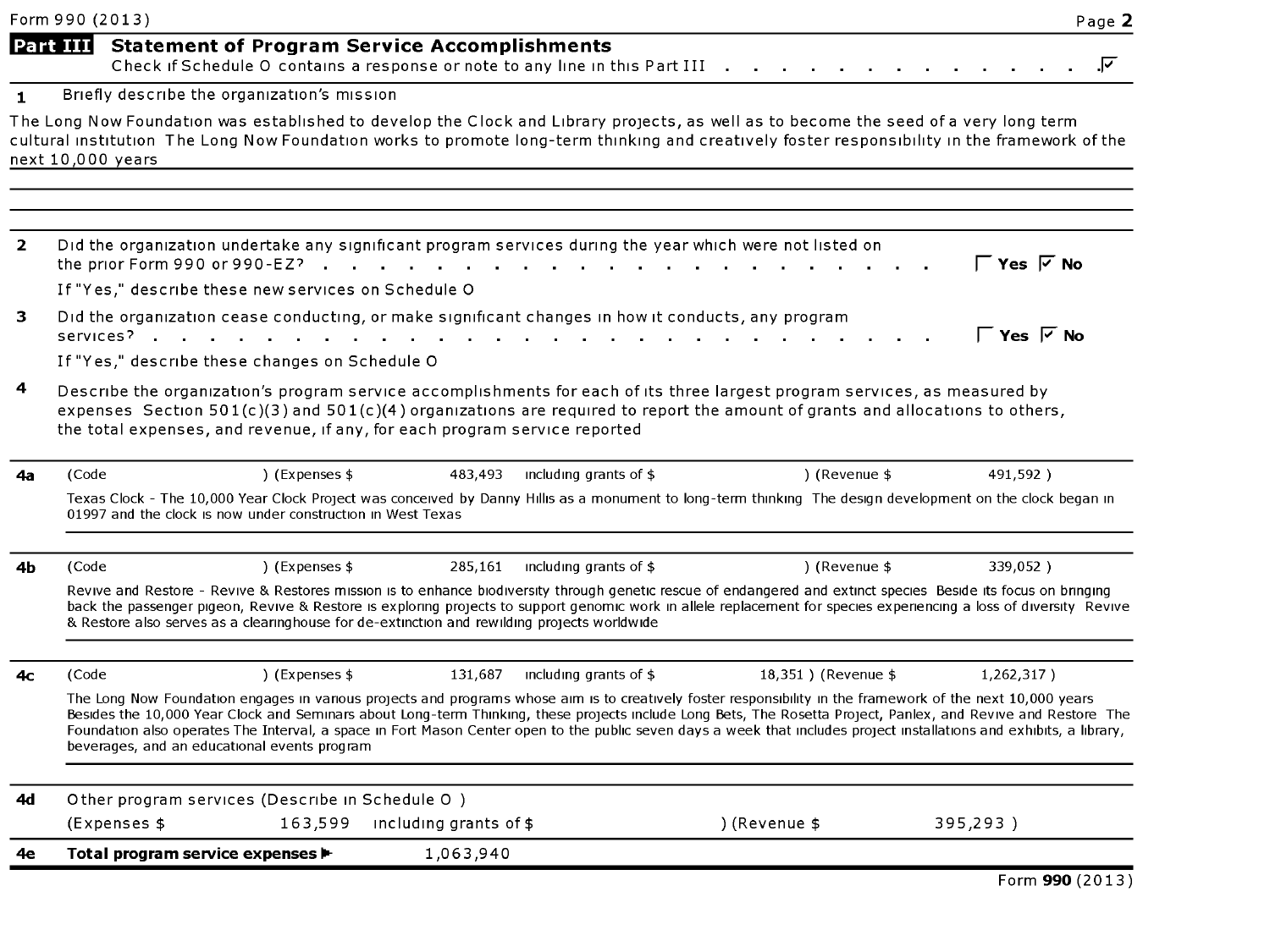Form 990 (2013)

## Part III Statement of Program Service Accomplishments

Check if Schedule O contains a response or note to any line in this Part III . . . . . . . . . . . . . . ☑

**1** Briefly describe the organization's mission

The Long Now Foundation was established to develop the Clock and Library projects, as well as to become the seed of a very long term cultural institution The Long Now Foundation works to promote long-term thinking and creatively foster responsibility in the framework of the next 10,000 years

**2** Did the organization undertake any significant program services during the year which were not listed on the prior Form 990 or 990-EZ? . . . . . . . . . . . . . . . . . . . . ☐ **Yes** ☑ **No**

If "Yes," describe these new services on Schedule O

**3** Did the organization cease conducting, or make significant changes in how it conducts, any program services? . . . . . . . . . . . . . . . . . . . . . . . . . ☐ **Yes** ☑ **No**

If "Yes," describe these changes on Schedule O

**4** Describe the organization's program service accomplishments for each of its three largest program services, as measured by expenses Section 501(c)(3) and 501(c)(4) organizations are required to report the amount of grants and allocations to others, the total expenses, and revenue, if any, for each program service reported

**4a** (Code ) (Expenses $ 483,493 including grants of $ ) (Revenue $ 491,592 )

Texas Clock - The 10,000 Year Clock Project was conceived by Danny Hillis as a monument to long-term thinking The design development on the clock began in 01997 and the clock is now under construction in West Texas

**4b** (Code ) (Expenses $ 285,161 including grants of $ ) (Revenue $ 339,052 )

Revive and Restore - Revive & Restores mission is to enhance biodiversity through genetic rescue of endangered and extinct species Beside its focus on bringing back the passenger pigeon, Revive & Restore is exploring projects to support genomic work in allele replacement for species experiencing a loss of diversity Revive & Restore also serves as a clearinghouse for de-extinction and rewilding projects worldwide

**4c** (Code ) (Expenses $ 131,687 including grants of $ 18,351 ) (Revenue $ 1,262,317 )

The Long Now Foundation engages in various projects and programs whose aim is to creatively foster responsibility in the framework of the next 10,000 years Besides the 10,000 Year Clock and Seminars about Long-term Thinking, these projects include Long Bets, The Rosetta Project, Panlex, and Revive and Restore The Foundation also operates The Interval, a space in Fort Mason Center open to the public seven days a week that includes project installations and exhibits, a library, beverages, and an educational events program

**4d** Other program services (Describe in Schedule O )

(Expenses $ 163,599 including grants of $ ) (Revenue $ 395,293 )

**4e Total program service expenses ▶** 1,063,940

Form **990** (2013)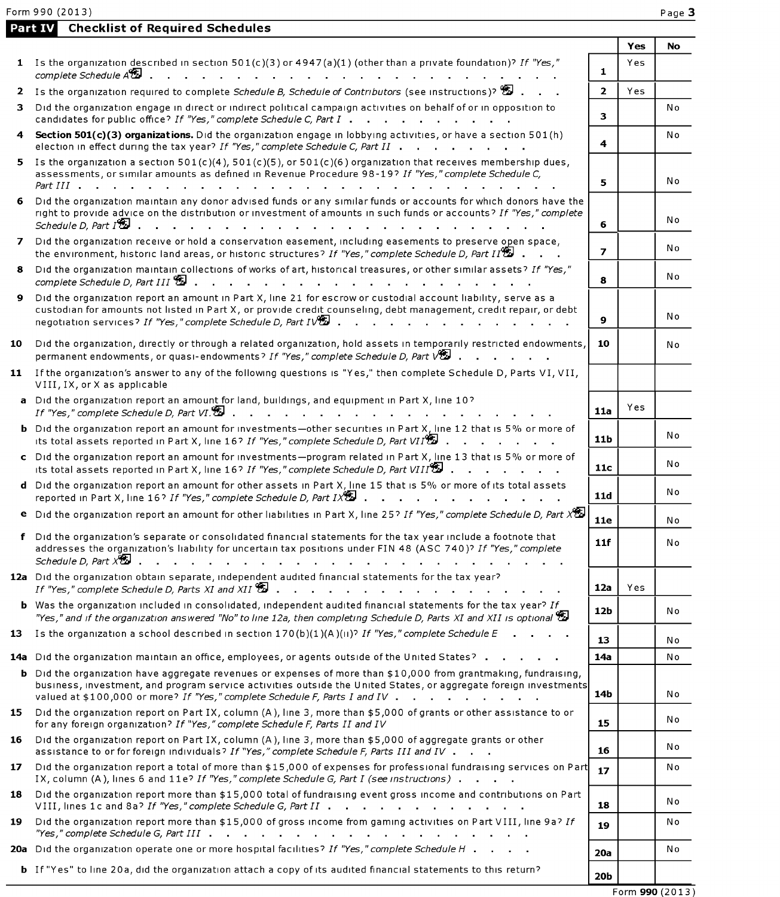## Part IV Checklist of Required Schedules

| | | | Yes | No |
|---|---|---|---|---|
| **1** | Is the organization described in section 501(c)(3) or 4947(a)(1) (other than a private foundation)? *If "Yes," complete Schedule A* | 1 | Yes | |
| **2** | Is the organization required to complete *Schedule B, Schedule of Contributors* (see instructions)? | 2 | Yes | |
| **3** | Did the organization engage in direct or indirect political campaign activities on behalf of or in opposition to candidates for public office? *If "Yes," complete Schedule C, Part I* | 3 | | No |
| **4** | **Section 501(c)(3) organizations.** Did the organization engage in lobbying activities, or have a section 501(h) election in effect during the tax year? *If "Yes," complete Schedule C, Part II* | 4 | | No |
| **5** | Is the organization a section 501(c)(4), 501(c)(5), or 501(c)(6) organization that receives membership dues, assessments, or similar amounts as defined in Revenue Procedure 98-19? *If "Yes," complete Schedule C, Part III* | 5 | | No |
| **6** | Did the organization maintain any donor advised funds or any similar funds or accounts for which donors have the right to provide advice on the distribution or investment of amounts in such funds or accounts? *If "Yes," complete Schedule D, Part I* | 6 | | No |
| **7** | Did the organization receive or hold a conservation easement, including easements to preserve open space, the environment, historic land areas, or historic structures? *If "Yes," complete Schedule D, Part II* | 7 | | No |
| **8** | Did the organization maintain collections of works of art, historical treasures, or other similar assets? *If "Yes," complete Schedule D, Part III* | 8 | | No |
| **9** | Did the organization report an amount in Part X, line 21 for escrow or custodial account liability, serve as a custodian for amounts not listed in Part X, or provide credit counseling, debt management, credit repair, or debt negotiation services? *If "Yes," complete Schedule D, Part IV* | 9 | | No |
| **10** | Did the organization, directly or through a related organization, hold assets in temporarily restricted endowments, permanent endowments, or quasi-endowments? *If "Yes," complete Schedule D, Part V* | 10 | | No |
| **11** | If the organization's answer to any of the following questions is "Yes," then complete Schedule D, Parts VI, VII, VIII, IX, or X as applicable | | | |
| **a** | Did the organization report an amount for land, buildings, and equipment in Part X, line 10? *If "Yes," complete Schedule D, Part VI.* | 11a | Yes | |
| **b** | Did the organization report an amount for investments—other securities in Part X, line 12 that is 5% or more of its total assets reported in Part X, line 16? *If "Yes," complete Schedule D, Part VII* | 11b | | No |
| **c** | Did the organization report an amount for investments—program related in Part X, line 13 that is 5% or more of its total assets reported in Part X, line 16? *If "Yes," complete Schedule D, Part VIII* | 11c | | No |
| **d** | Did the organization report an amount for other assets in Part X, line 15 that is 5% or more of its total assets reported in Part X, line 16? *If "Yes," complete Schedule D, Part IX* | 11d | | No |
| **e** | Did the organization report an amount for other liabilities in Part X, line 25? *If "Yes," complete Schedule D, Part X* | 11e | | No |
| **f** | Did the organization's separate or consolidated financial statements for the tax year include a footnote that addresses the organization's liability for uncertain tax positions under FIN 48 (ASC 740)? *If "Yes," complete Schedule D, Part X* | 11f | | No |
| **12a** | Did the organization obtain separate, independent audited financial statements for the tax year? *If "Yes," complete Schedule D, Parts XI and XII* | 12a | Yes | |
| **b** | Was the organization included in consolidated, independent audited financial statements for the tax year? *If "Yes," and if the organization answered "No" to line 12a, then completing Schedule D, Parts XI and XII is optional* | 12b | | No |
| **13** | Is the organization a school described in section 170(b)(1)(A)(ii)? *If "Yes," complete Schedule E* | 13 | | No |
| **14a** | Did the organization maintain an office, employees, or agents outside of the United States? | 14a | | No |
| **b** | Did the organization have aggregate revenues or expenses of more than $10,000 from grantmaking, fundraising, business, investment, and program service activities outside the United States, or aggregate foreign investments valued at $100,000 or more? *If "Yes," complete Schedule F, Parts I and IV* | 14b | | No |
| **15** | Did the organization report on Part IX, column (A), line 3, more than $5,000 of grants or other assistance to or for any foreign organization? *If "Yes," complete Schedule F, Parts II and IV* | 15 | | No |
| **16** | Did the organization report on Part IX, column (A), line 3, more than $5,000 of aggregate grants or other assistance to or for foreign individuals? *If "Yes," complete Schedule F, Parts III and IV* | 16 | | No |
| **17** | Did the organization report a total of more than $15,000 of expenses for professional fundraising services on Part IX, column (A), lines 6 and 11e? *If "Yes," complete Schedule G, Part I (see instructions)* | 17 | | No |
| **18** | Did the organization report more than $15,000 total of fundraising event gross income and contributions on Part VIII, lines 1c and 8a? *If "Yes," complete Schedule G, Part II* | 18 | | No |
| **19** | Did the organization report more than $15,000 of gross income from gaming activities on Part VIII, line 9a? *If "Yes," complete Schedule G, Part III* | 19 | | No |
| **20a** | Did the organization operate one or more hospital facilities? *If "Yes," complete Schedule H* | 20a | | No |
| **b** | If "Yes" to line 20a, did the organization attach a copy of its audited financial statements to this return? | 20b | | |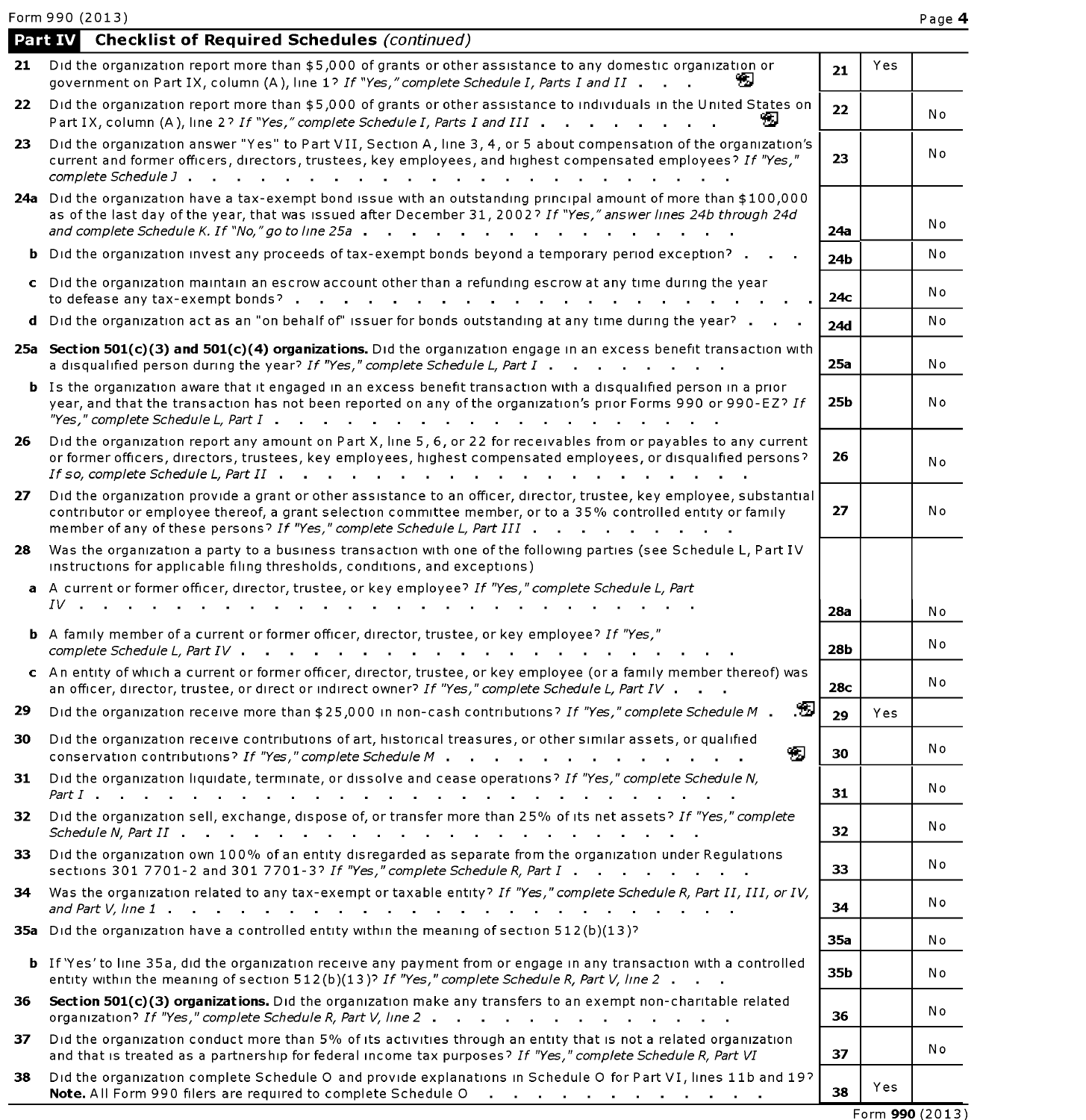Form 990 (2013)

## Part IV Checklist of Required Schedules *(continued)*

| | | | Yes | No |
|---|---|---|---|---|
| 21 | Did the organization report more than $5,000 of grants or other assistance to any domestic organization or government on Part IX, column (A), line 1? *If "Yes," complete Schedule I, Parts I and II* | 21 | Yes | |
| 22 | Did the organization report more than $5,000 of grants or other assistance to individuals in the United States on Part IX, column (A), line 2? *If "Yes," complete Schedule I, Parts I and III* | 22 | | No |
| 23 | Did the organization answer "Yes" to Part VII, Section A, line 3, 4, or 5 about compensation of the organization's current and former officers, directors, trustees, key employees, and highest compensated employees? *If "Yes," complete Schedule J* | 23 | | No |
| 24a | Did the organization have a tax-exempt bond issue with an outstanding principal amount of more than $100,000 as of the last day of the year, that was issued after December 31, 2002? *If "Yes," answer lines 24b through 24d and complete Schedule K. If "No," go to line 25a* | 24a | | No |
| b | Did the organization invest any proceeds of tax-exempt bonds beyond a temporary period exception? | 24b | | No |
| c | Did the organization maintain an escrow account other than a refunding escrow at any time during the year to defease any tax-exempt bonds? | 24c | | No |
| d | Did the organization act as an "on behalf of" issuer for bonds outstanding at any time during the year? | 24d | | No |
| 25a | **Section 501(c)(3) and 501(c)(4) organizations.** Did the organization engage in an excess benefit transaction with a disqualified person during the year? *If "Yes," complete Schedule L, Part I* | 25a | | No |
| b | Is the organization aware that it engaged in an excess benefit transaction with a disqualified person in a prior year, and that the transaction has not been reported on any of the organization's prior Forms 990 or 990-EZ? *If "Yes," complete Schedule L, Part I* | 25b | | No |
| 26 | Did the organization report any amount on Part X, line 5, 6, or 22 for receivables from or payables to any current or former officers, directors, trustees, key employees, highest compensated employees, or disqualified persons? *If so, complete Schedule L, Part II* | 26 | | No |
| 27 | Did the organization provide a grant or other assistance to an officer, director, trustee, key employee, substantial contributor or employee thereof, a grant selection committee member, or to a 35% controlled entity or family member of any of these persons? *If "Yes," complete Schedule L, Part III* | 27 | | No |
| 28 | Was the organization a party to a business transaction with one of the following parties (see Schedule L, Part IV instructions for applicable filing thresholds, conditions, and exceptions) | | | |
| a | A current or former officer, director, trustee, or key employee? *If "Yes," complete Schedule L, Part IV* | 28a | | No |
| b | A family member of a current or former officer, director, trustee, or key employee? *If "Yes," complete Schedule L, Part IV* | 28b | | No |
| c | An entity of which a current or former officer, director, trustee, or key employee (or a family member thereof) was an officer, director, trustee, or direct or indirect owner? *If "Yes," complete Schedule L, Part IV* | 28c | | No |
| 29 | Did the organization receive more than $25,000 in non-cash contributions? *If "Yes," complete Schedule M* | 29 | Yes | |
| 30 | Did the organization receive contributions of art, historical treasures, or other similar assets, or qualified conservation contributions? *If "Yes," complete Schedule M* | 30 | | No |
| 31 | Did the organization liquidate, terminate, or dissolve and cease operations? *If "Yes," complete Schedule N, Part I* | 31 | | No |
| 32 | Did the organization sell, exchange, dispose of, or transfer more than 25% of its net assets? *If "Yes," complete Schedule N, Part II* | 32 | | No |
| 33 | Did the organization own 100% of an entity disregarded as separate from the organization under Regulations sections 301 7701-2 and 301 7701-3? *If "Yes," complete Schedule R, Part I* | 33 | | No |
| 34 | Was the organization related to any tax-exempt or taxable entity? *If "Yes," complete Schedule R, Part II, III, or IV, and Part V, line 1* | 34 | | No |
| 35a | Did the organization have a controlled entity within the meaning of section 512(b)(13)? | 35a | | No |
| b | If 'Yes' to line 35a, did the organization receive any payment from or engage in any transaction with a controlled entity within the meaning of section 512(b)(13)? *If "Yes," complete Schedule R, Part V, line 2* | 35b | | No |
| 36 | **Section 501(c)(3) organizations.** Did the organization make any transfers to an exempt non-charitable related organization? *If "Yes," complete Schedule R, Part V, line 2* | 36 | | No |
| 37 | Did the organization conduct more than 5% of its activities through an entity that is not a related organization and that is treated as a partnership for federal income tax purposes? *If "Yes," complete Schedule R, Part VI* | 37 | | No |
| 38 | Did the organization complete Schedule O and provide explanations in Schedule O for Part VI, lines 11b and 19? **Note.** All Form 990 filers are required to complete Schedule O | 38 | Yes | |

Form **990** (2013)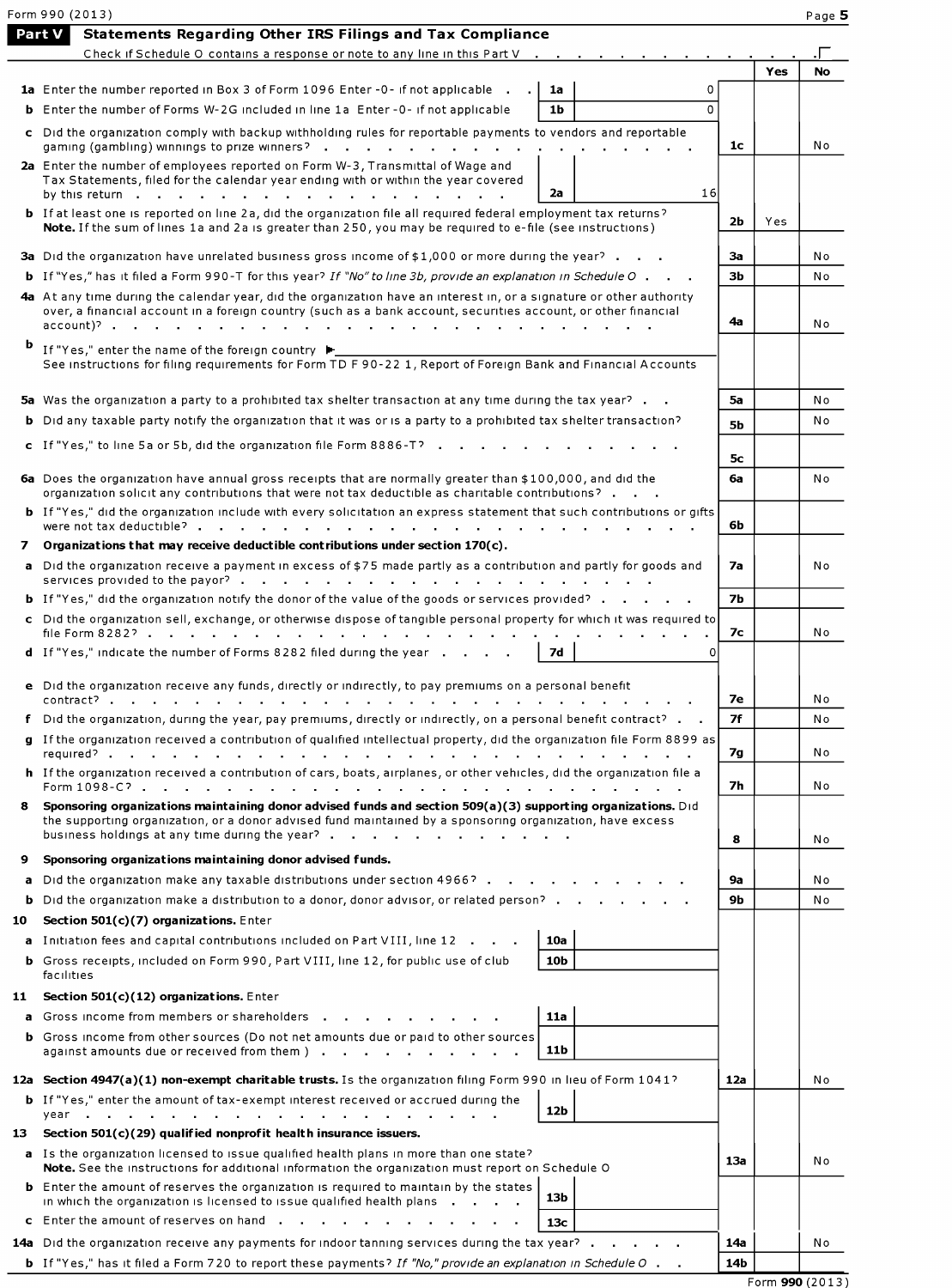**Part V Statements Regarding Other IRS Filings and Tax Compliance**

Check if Schedule O contains a response or note to any line in this Part V . . . . . . . . . . . . . ☐

| | | | | Yes | No |
|---|---|---|---|---|---|
| **1a** Enter the number reported in Box 3 of Form 1096 Enter -0- if not applicable . . | 1a | 0 | | | |
| **b** Enter the number of Forms W-2G included in line 1a Enter -0- if not applicable | 1b | 0 | | | |
| **c** Did the organization comply with backup withholding rules for reportable payments to vendors and reportable gaming (gambling) winnings to prize winners? | | | 1c | | No |
| **2a** Enter the number of employees reported on Form W-3, Transmittal of Wage and Tax Statements, filed for the calendar year ending with or within the year covered by this return | 2a | 16 | | | |
| **b** If at least one is reported on line 2a, did the organization file all required federal employment tax returns? **Note.** If the sum of lines 1a and 2a is greater than 250, you may be required to e-file (see instructions) | | | 2b | Yes | |
| **3a** Did the organization have unrelated business gross income of $1,000 or more during the year? . . . | | | 3a | | No |
| **b** If "Yes," has it filed a Form 990-T for this year? *If "No" to line 3b, provide an explanation in Schedule O* . . . | | | 3b | | No |
| **4a** At any time during the calendar year, did the organization have an interest in, or a signature or other authority over, a financial account in a foreign country (such as a bank account, securities account, or other financial account)? | | | 4a | | No |
| **b** If "Yes," enter the name of the foreign country ▶ See instructions for filing requirements for Form TD F 90-22 1, Report of Foreign Bank and Financial Accounts | | | | | |
| **5a** Was the organization a party to a prohibited tax shelter transaction at any time during the tax year? . . | | | 5a | | No |
| **b** Did any taxable party notify the organization that it was or is a party to a prohibited tax shelter transaction? | | | 5b | | No |
| **c** If "Yes," to line 5a or 5b, did the organization file Form 8886-T? | | | 5c | | |
| **6a** Does the organization have annual gross receipts that are normally greater than $100,000, and did the organization solicit any contributions that were not tax deductible as charitable contributions? . . . | | | 6a | | No |
| **b** If "Yes," did the organization include with every solicitation an express statement that such contributions or gifts were not tax deductible? | | | 6b | | |
| **7 Organizations that may receive deductible contributions under section 170(c).** | | | | | |
| **a** Did the organization receive a payment in excess of $75 made partly as a contribution and partly for goods and services provided to the payor? | | | 7a | | No |
| **b** If "Yes," did the organization notify the donor of the value of the goods or services provided? . . . . . | | | 7b | | |
| **c** Did the organization sell, exchange, or otherwise dispose of tangible personal property for which it was required to file Form 8282? | | | 7c | | No |
| **d** If "Yes," indicate the number of Forms 8282 filed during the year . . . . | 7d | 0 | | | |
| **e** Did the organization receive any funds, directly or indirectly, to pay premiums on a personal benefit contract? | | | 7e | | No |
| **f** Did the organization, during the year, pay premiums, directly or indirectly, on a personal benefit contract? . . | | | 7f | | No |
| **g** If the organization received a contribution of qualified intellectual property, did the organization file Form 8899 as required? | | | 7g | | No |
| **h** If the organization received a contribution of cars, boats, airplanes, or other vehicles, did the organization file a Form 1098-C? | | | 7h | | No |
| **8 Sponsoring organizations maintaining donor advised funds and section 509(a)(3) supporting organizations.** Did the supporting organization, or a donor advised fund maintained by a sponsoring organization, have excess business holdings at any time during the year? | | | 8 | | No |
| **9 Sponsoring organizations maintaining donor advised funds.** | | | | | |
| **a** Did the organization make any taxable distributions under section 4966? | | | 9a | | No |
| **b** Did the organization make a distribution to a donor, donor advisor, or related person? | | | 9b | | No |
| **10 Section 501(c)(7) organizations.** Enter | | | | | |
| **a** Initiation fees and capital contributions included on Part VIII, line 12 . . . | 10a | | | | |
| **b** Gross receipts, included on Form 990, Part VIII, line 12, for public use of club facilities | 10b | | | | |
| **11 Section 501(c)(12) organizations.** Enter | | | | | |
| **a** Gross income from members or shareholders | 11a | | | | |
| **b** Gross income from other sources (Do not net amounts due or paid to other sources against amounts due or received from them ) | 11b | | | | |
| **12a Section 4947(a)(1) non-exempt charitable trusts.** Is the organization filing Form 990 in lieu of Form 1041? | | | 12a | | No |
| **b** If "Yes," enter the amount of tax-exempt interest received or accrued during the year | 12b | | | | |
| **13 Section 501(c)(29) qualified nonprofit health insurance issuers.** | | | | | |
| **a** Is the organization licensed to issue qualified health plans in more than one state? **Note.** See the instructions for additional information the organization must report on Schedule O | | | 13a | | No |
| **b** Enter the amount of reserves the organization is required to maintain by the states in which the organization is licensed to issue qualified health plans | 13b | | | | |
| **c** Enter the amount of reserves on hand | 13c | | | | |
| **14a** Did the organization receive any payments for indoor tanning services during the tax year? | | | 14a | | No |
| **b** If "Yes," has it filed a Form 720 to report these payments? *If "No," provide an explanation in Schedule O* . . | | | 14b | | |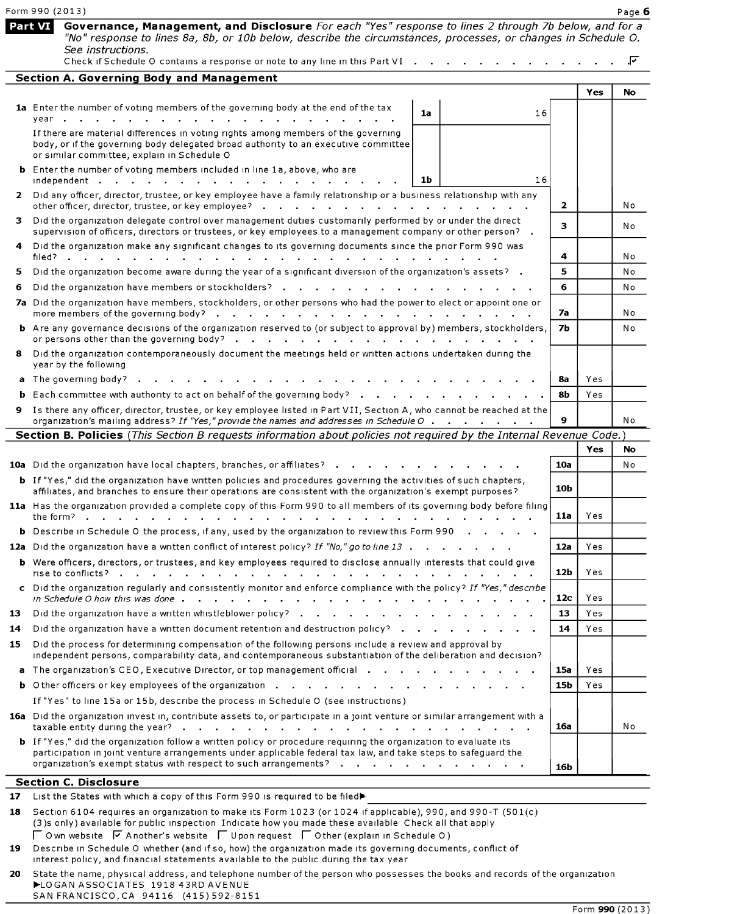Form 990 (2013) Page **6**

## Part VI Governance, Management, and Disclosure

*For each "Yes" response to lines 2 through 7b below, and for a "No" response to lines 8a, 8b, or 10b below, describe the circumstances, processes, or changes in Schedule O. See instructions.*

Check if Schedule O contains a response or note to any line in this Part VI . . . . . . . . . . . . . ☑

### Section A. Governing Body and Management

| | | | | | Yes | No |
|---|---|---|---|---|---|---|
| **1a** | Enter the number of voting members of the governing body at the end of the tax year . . . . . . . . . . . . . . . . . . . . | **1a** | 16 | | | |
| | If there are material differences in voting rights among members of the governing body, or if the governing body delegated broad authority to an executive committee or similar committee, explain in Schedule O | | | | | |
| **b** | Enter the number of voting members included in line 1a, above, who are independent . . . . . . . . . . . . . . . . . . . . | **1b** | 16 | | | |
| **2** | Did any officer, director, trustee, or key employee have a family relationship or a business relationship with any other officer, director, trustee, or key employee? . . . . . . . . . . . . . . . . | | | **2** | | No |
| **3** | Did the organization delegate control over management duties customarily performed by or under the direct supervision of officers, directors or trustees, or key employees to a management company or other person? . | | | **3** | | No |
| **4** | Did the organization make any significant changes to its governing documents since the prior Form 990 was filed? . . . . . . . . . . . . . . . . . . . . . . . . . | | | **4** | | No |
| **5** | Did the organization become aware during the year of a significant diversion of the organization's assets? . | | | **5** | | No |
| **6** | Did the organization have members or stockholders? . . . . . . . . . . . . . . . . | | | **6** | | No |
| **7a** | Did the organization have members, stockholders, or other persons who had the power to elect or appoint one or more members of the governing body? . . . . . . . . . . . . . . . . . . . | | | **7a** | | No |
| **b** | Are any governance decisions of the organization reserved to (or subject to approval by) members, stockholders, or persons other than the governing body? . . . . . . . . . . . . . . . . . . | | | **7b** | | No |
| **8** | Did the organization contemporaneously document the meetings held or written actions undertaken during the year by the following | | | | | |
| **a** | The governing body? . . . . . . . . . . . . . . . . . . . . . . . . . | | | **8a** | Yes | |
| **b** | Each committee with authority to act on behalf of the governing body? . . . . . . . . . . . . | | | **8b** | Yes | |
| **9** | Is there any officer, director, trustee, or key employee listed in Part VII, Section A, who cannot be reached at the organization's mailing address? *If "Yes," provide the names and addresses in Schedule O* . . . . . . . | | | **9** | | No |

### Section B. Policies *(This Section B requests information about policies not required by the Internal Revenue Code.)*

| | | | Yes | No |
|---|---|---|---|---|
| **10a** | Did the organization have local chapters, branches, or affiliates? . . . . . . . . . . . . | **10a** | | No |
| **b** | If "Yes," did the organization have written policies and procedures governing the activities of such chapters, affiliates, and branches to ensure their operations are consistent with the organization's exempt purposes? | **10b** | | |
| **11a** | Has the organization provided a complete copy of this Form 990 to all members of its governing body before filing the form? . . . . . . . . . . . . . . . . . . . . . . . . . . | **11a** | Yes | |
| **b** | Describe in Schedule O the process, if any, used by the organization to review this Form 990 . . . . . | | | |
| **12a** | Did the organization have a written conflict of interest policy? *If "No," go to line 13* . . . . . . . | **12a** | Yes | |
| **b** | Were officers, directors, or trustees, and key employees required to disclose annually interests that could give rise to conflicts? . . . . . . . . . . . . . . . . . . . . . . . . . | **12b** | Yes | |
| **c** | Did the organization regularly and consistently monitor and enforce compliance with the policy? *If "Yes," describe in Schedule O how this was done* . . . . . . . . . . . . . . . . . . . . . | **12c** | Yes | |
| **13** | Did the organization have a written whistleblower policy? . . . . . . . . . . . . . . . | **13** | Yes | |
| **14** | Did the organization have a written document retention and destruction policy? . . . . . . . . . | **14** | Yes | |
| **15** | Did the process for determining compensation of the following persons include a review and approval by independent persons, comparability data, and contemporaneous substantiation of the deliberation and decision? | | | |
| **a** | The organization's CEO, Executive Director, or top management official . . . . . . . . . . . | **15a** | Yes | |
| **b** | Other officers or key employees of the organization . . . . . . . . . . . . . . . . | **15b** | Yes | |
| | If "Yes" to line 15a or 15b, describe the process in Schedule O (see instructions) | | | |
| **16a** | Did the organization invest in, contribute assets to, or participate in a joint venture or similar arrangement with a taxable entity during the year? . . . . . . . . . . . . . . . . . . . . . . . | **16a** | | No |
| **b** | If "Yes," did the organization follow a written policy or procedure requiring the organization to evaluate its participation in joint venture arrangements under applicable federal tax law, and take steps to safeguard the organization's exempt status with respect to such arrangements? . . . . . . . . . . . . . | **16b** | | |

### Section C. Disclosure

**17** List the States with which a copy of this Form 990 is required to be filed▶

**18** Section 6104 requires an organization to make its Form 1023 (or 1024 if applicable), 990, and 990-T (501(c)(3)s only) available for public inspection Indicate how you made these available Check all that apply

☐ Own website ☑ Another's website ☐ Upon request ☐ Other (explain in Schedule O)

**19** Describe in Schedule O whether (and if so, how) the organization made its governing documents, conflict of interest policy, and financial statements available to the public during the tax year

**20** State the name, physical address, and telephone number of the person who possesses the books and records of the organization
▶LOGAN ASSOCIATES 1918 43RD AVENUE
SAN FRANCISCO, CA 94116 (415) 592-8151

Form **990** (2013)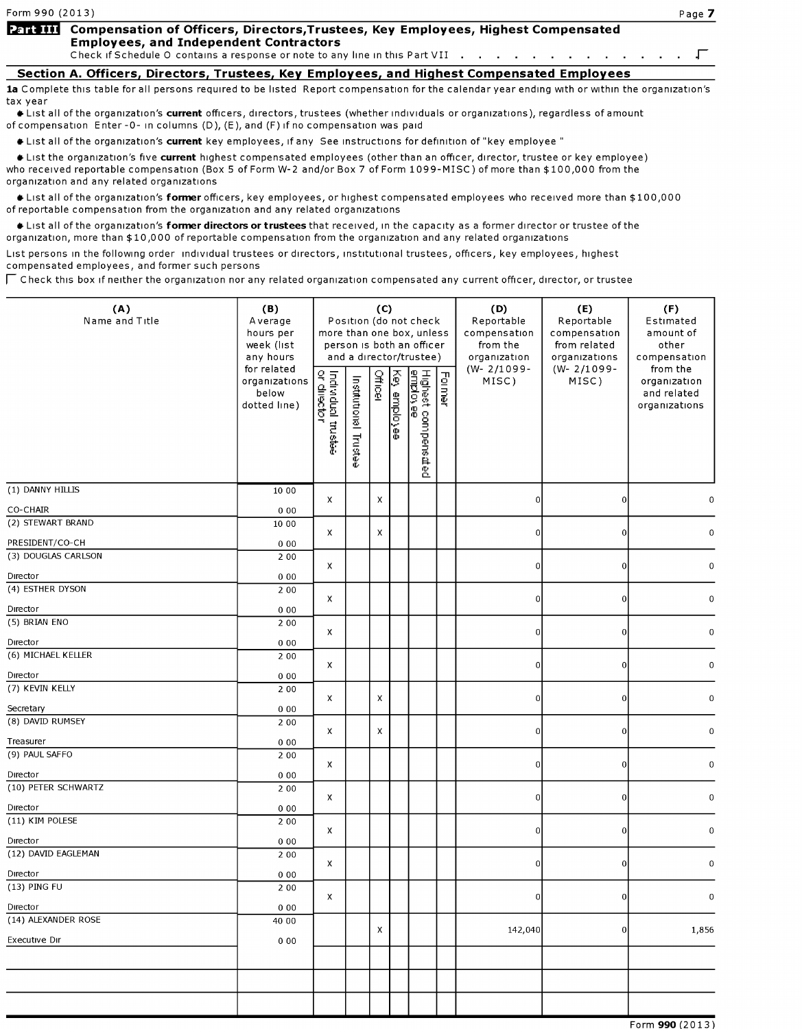Form 990 (2013)

## Part VII Compensation of Officers, Directors,Trustees, Key Employees, Highest Compensated Employees, and Independent Contractors

Check if Schedule O contains a response or note to any line in this Part VII . . . . . . . . . . . . . . ☐

### Section A. Officers, Directors, Trustees, Key Employees, and Highest Compensated Employees

**1a** Complete this table for all persons required to be listed Report compensation for the calendar year ending with or within the organization's tax year

- List all of the organization's **current** officers, directors, trustees (whether individuals or organizations), regardless of amount of compensation Enter -0- in columns (D), (E), and (F) if no compensation was paid
- List all of the organization's **current** key employees, if any See instructions for definition of "key employee "
- List the organization's five **current** highest compensated employees (other than an officer, director, trustee or key employee) who received reportable compensation (Box 5 of Form W-2 and/or Box 7 of Form 1099-MISC) of more than $100,000 from the organization and any related organizations
- List all of the organization's **former** officers, key employees, or highest compensated employees who received more than $100,000 of reportable compensation from the organization and any related organizations
- List all of the organization's **former directors or trustees** that received, in the capacity as a former director or trustee of the organization, more than $10,000 of reportable compensation from the organization and any related organizations

List persons in the following order individual trustees or directors, institutional trustees, officers, key employees, highest compensated employees, and former such persons

☐ Check this box if neither the organization nor any related organization compensated any current officer, director, or trustee

| (A) Name and Title | (B) Average hours per week (list any hours for related organizations below dotted line) | (C) Position (do not check more than one box, unless person is both an officer and a director/trustee) | | | | | | (D) Reportable compensation from the organization (W- 2/1099-MISC) | (E) Reportable compensation from related organizations (W- 2/1099-MISC) | (F) Estimated amount of other compensation from the organization and related organizations |
|---|---|---|---|---|---|---|---|---|---|---|
| | | Individual trustee or director | Institutional Trustee | Officer | Key employee | Highest compensated employee | Former | | | |
| (1) DANNY HILLIS<br>CO-CHAIR | 10 00<br>0 00 | X | | X | | | | 0 | 0 | 0 |
| (2) STEWART BRAND<br>PRESIDENT/CO-CH | 10 00<br>0 00 | X | | X | | | | 0 | 0 | 0 |
| (3) DOUGLAS CARLSON<br>Director | 2 00<br>0 00 | X | | | | | | 0 | 0 | 0 |
| (4) ESTHER DYSON<br>Director | 2 00<br>0 00 | X | | | | | | 0 | 0 | 0 |
| (5) BRIAN ENO<br>Director | 2 00<br>0 00 | X | | | | | | 0 | 0 | 0 |
| (6) MICHAEL KELLER<br>Director | 2 00<br>0 00 | X | | | | | | 0 | 0 | 0 |
| (7) KEVIN KELLY<br>Secretary | 2 00<br>0 00 | X | | X | | | | 0 | 0 | 0 |
| (8) DAVID RUMSEY<br>Treasurer | 2 00<br>0 00 | X | | X | | | | 0 | 0 | 0 |
| (9) PAUL SAFFO<br>Director | 2 00<br>0 00 | X | | | | | | 0 | 0 | 0 |
| (10) PETER SCHWARTZ<br>Director | 2 00<br>0 00 | X | | | | | | 0 | 0 | 0 |
| (11) KIM POLESE<br>Director | 2 00<br>0 00 | X | | | | | | 0 | 0 | 0 |
| (12) DAVID EAGLEMAN<br>Director | 2 00<br>0 00 | X | | | | | | 0 | 0 | 0 |
| (13) PING FU<br>Director | 2 00<br>0 00 | X | | | | | | 0 | 0 | 0 |
| (14) ALEXANDER ROSE<br>Executive Dir | 40 00<br>0 00 | | | X | | | | 142,040 | 0 | 1,856 |
| | | | | | | | | | | |
| | | | | | | | | | | |
| | | | | | | | | | | |

Form **990** (2013)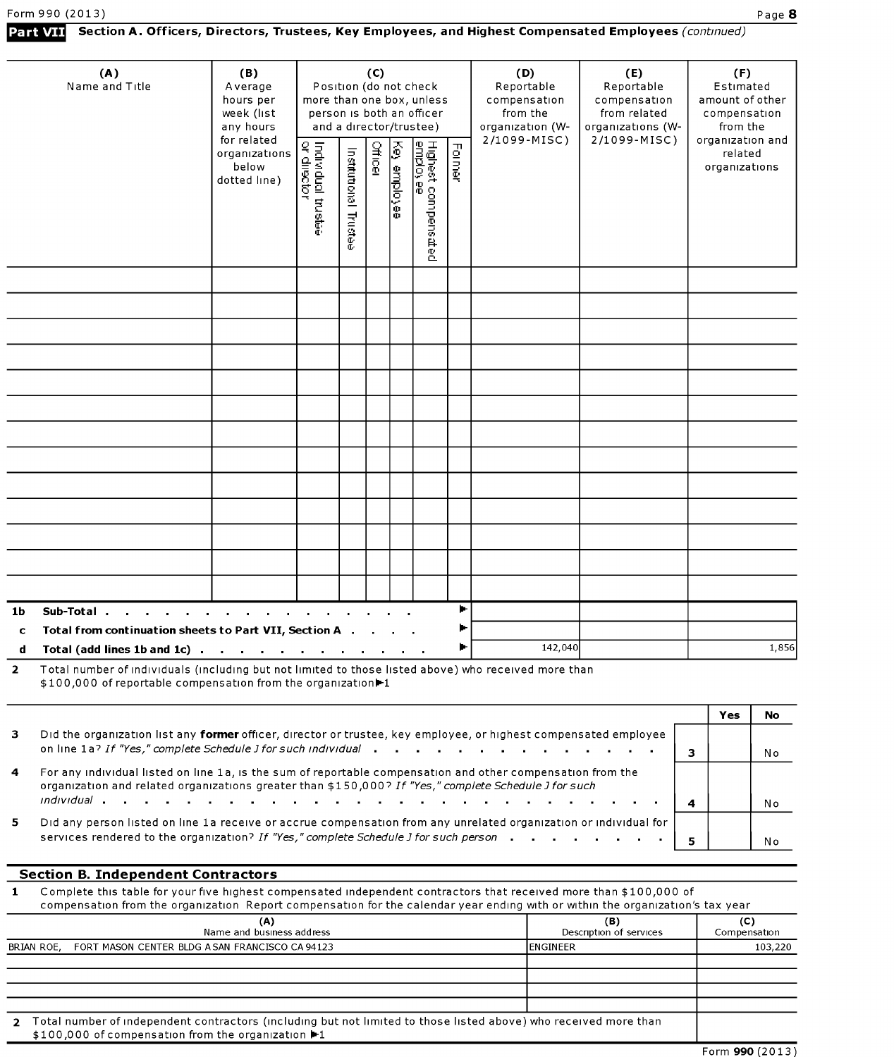**Part VII Section A. Officers, Directors, Trustees, Key Employees, and Highest Compensated Employees** *(continued)*

| (A) Name and Title | (B) Average hours per week (list any hours for related organizations below dotted line) | (C) Position (do not check more than one box, unless person is both an officer and a director/trustee) | | | | | | (D) Reportable compensation from the organization (W-2/1099-MISC) | (E) Reportable compensation from related organizations (W-2/1099-MISC) | (F) Estimated amount of other compensation from the organization and related organizations |
|---|---|---|---|---|---|---|---|---|---|---|
| | | Individual trustee or director | Institutional Trustee | Officer | Key employee | Highest compensated employee | Former | | | |
| | | | | | | | | | | |
| | | | | | | | | | | |
| | | | | | | | | | | |
| | | | | | | | | | | |
| | | | | | | | | | | |
| | | | | | | | | | | |
| | | | | | | | | | | |
| | | | | | | | | | | |
| | | | | | | | | | | |
| | | | | | | | | | | |
| | | | | | | | | | | |
| | | | | | | | | | | |
| | | | | | | | | | | |

| | | (D) | (E) | (F) |
|---|---|---|---|---|
| 1b | **Sub-Total** ▶ | | | |
| c | **Total from continuation sheets to Part VII, Section A** ▶ | | | |
| d | **Total (add lines 1b and 1c)** ▶ | 142,040 | | 1,856 |

2 Total number of individuals (including but not limited to those listed above) who received more than $100,000 of reportable compensation from the organization ▶1

| | | | Yes | No |
|---|---|---|---|---|
| 3 | Did the organization list any **former** officer, director or trustee, key employee, or highest compensated employee on line 1a? *If "Yes," complete Schedule J for such individual* | 3 | | No |
| 4 | For any individual listed on line 1a, is the sum of reportable compensation and other compensation from the organization and related organizations greater than $150,000? *If "Yes," complete Schedule J for such individual* | 4 | | No |
| 5 | Did any person listed on line 1a receive or accrue compensation from any unrelated organization or individual for services rendered to the organization? *If "Yes," complete Schedule J for such person* | 5 | | No |

## Section B. Independent Contractors

1 Complete this table for your five highest compensated independent contractors that received more than $100,000 of compensation from the organization Report compensation for the calendar year ending with or within the organization's tax year

| (A) Name and business address | (B) Description of services | (C) Compensation |
|---|---|---|
| BRIAN ROE, FORT MASON CENTER BLDG A SAN FRANCISCO CA 94123 | ENGINEER | 103,220 |
| | | |
| | | |
| | | |
| | | |

2 Total number of independent contractors (including but not limited to those listed above) who received more than $100,000 of compensation from the organization ▶1

Form **990** (2013)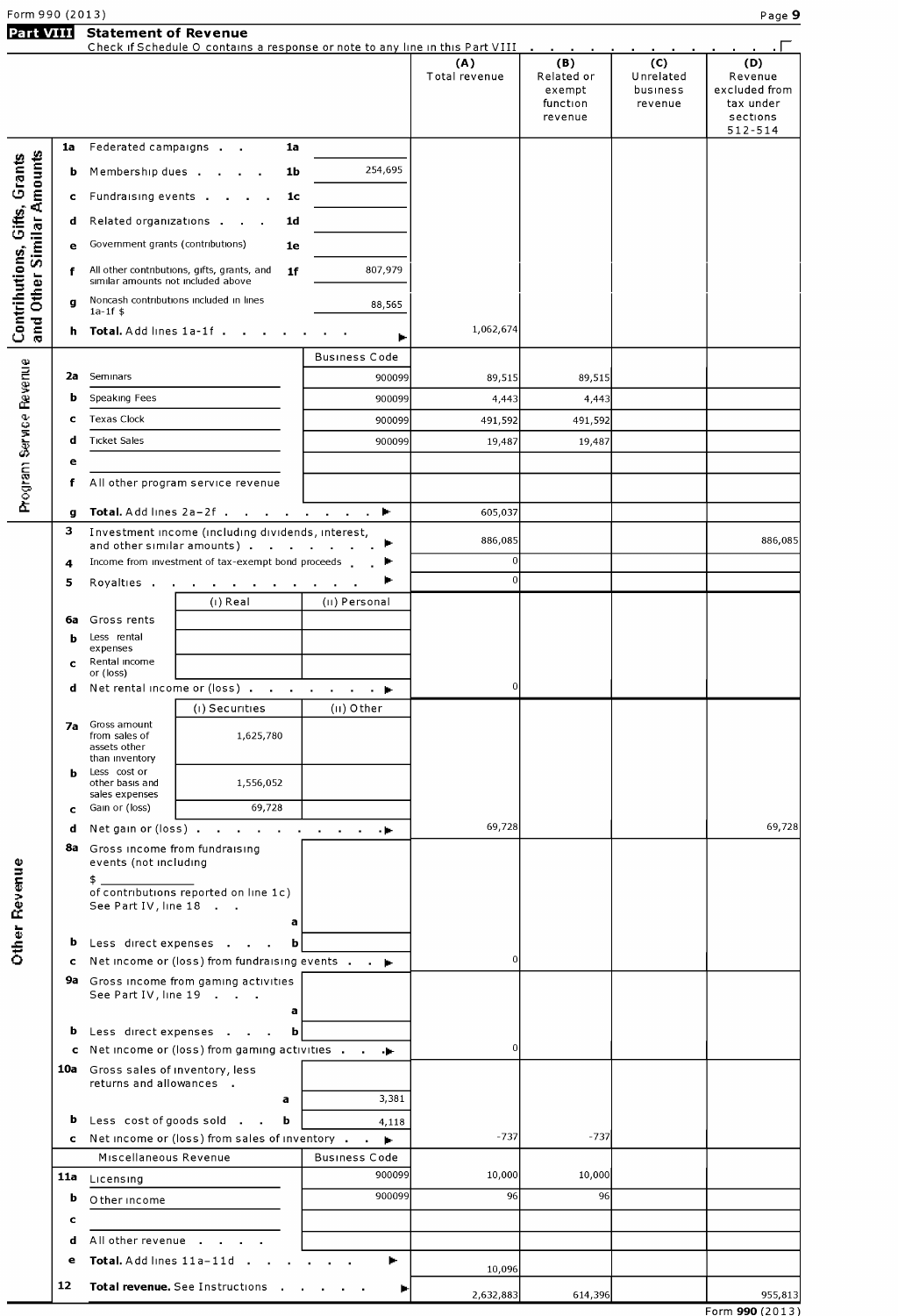Form 990 (2013) Page **9**

## Part VIII Statement of Revenue

Check if Schedule O contains a response or note to any line in this Part VIII . . . . . . . . . . . . . ☐

| | | | | (A) Total revenue | (B) Related or exempt function revenue | (C) Unrelated business revenue | (D) Revenue excluded from tax under sections 512-514 |
|---|---|---|---|---|---|---|---|
| **Contributions, Gifts, Grants and Other Similar Amounts** | 1a | Federated campaigns . . 1a | | | | | |
| | b | Membership dues . . . . 1b | 254,695 | | | | |
| | c | Fundraising events . . . . 1c | | | | | |
| | d | Related organizations . . . 1d | | | | | |
| | e | Government grants (contributions) 1e | | | | | |
| | f | All other contributions, gifts, grants, and similar amounts not included above 1f | 807,979 | | | | |
| | g | Noncash contributions included in lines 1a-1f $ | 88,565 | | | | |
| | h | **Total.** Add lines 1a-1f . . . . . . . ▶ | | 1,062,674 | | | |
| **Program Service Revenue** | | | Business Code | | | | |
| | 2a | Seminars | 900099 | 89,515 | 89,515 | | |
| | b | Speaking Fees | 900099 | 4,443 | 4,443 | | |
| | c | Texas Clock | 900099 | 491,592 | 491,592 | | |
| | d | Ticket Sales | 900099 | 19,487 | 19,487 | | |
| | e | | | | | | |
| | f | All other program service revenue | | | | | |
| | g | **Total.** Add lines 2a–2f . . . . . . . . ▶ | | 605,037 | | | |
| **Other Revenue** | 3 | Investment income (including dividends, interest, and other similar amounts) . . . . . . ▶ | | 886,085 | | | 886,085 |
| | 4 | Income from investment of tax-exempt bond proceeds . . ▶ | | 0 | | | |
| | 5 | Royalties . . . . . . . . . . ▶ | | 0 | | | |
| | | (i) Real | (ii) Personal | | | | |
| | 6a | Gross rents | | | | | |
| | b | Less rental expenses | | | | | |
| | c | Rental income or (loss) | | | | | |
| | d | Net rental income or (loss) . . . . . . . ▶ | | 0 | | | |
| | | (i) Securities | (ii) Other | | | | |
| | 7a | Gross amount from sales of assets other than inventory: 1,625,780 | | | | | |
| | b | Less cost or other basis and sales expenses: 1,556,052 | | | | | |
| | c | Gain or (loss): 69,728 | | | | | |
| | d | Net gain or (loss) . . . . . . . . . . ▶ | | 69,728 | | | 69,728 |
| | 8a | Gross income from fundraising events (not including $ ______ of contributions reported on line 1c) See Part IV, line 18 . . a | | | | | |
| | b | Less direct expenses . . . b | | | | | |
| | c | Net income or (loss) from fundraising events . . ▶ | | 0 | | | |
| | 9a | Gross income from gaming activities See Part IV, line 19 . . . a | | | | | |
| | b | Less direct expenses . . . b | | | | | |
| | c | Net income or (loss) from gaming activities . . ▶ | | 0 | | | |
| | 10a | Gross sales of inventory, less returns and allowances . a | 3,381 | | | | |
| | b | Less cost of goods sold . . b | 4,118 | | | | |
| | c | Net income or (loss) from sales of inventory . . ▶ | | -737 | -737 | | |
| | | Miscellaneous Revenue | Business Code | | | | |
| | 11a | Licensing | 900099 | 10,000 | 10,000 | | |
| | b | Other income | 900099 | 96 | 96 | | |
| | c | | | | | | |
| | d | All other revenue . . . . . | | | | | |
| | e | **Total.** Add lines 11a–11d . . . . . . ▶ | | 10,096 | | | |
| | 12 | **Total revenue.** See Instructions . . . . . ▶ | | 2,632,883 | 614,396 | | 955,813 |

Form **990** (2013)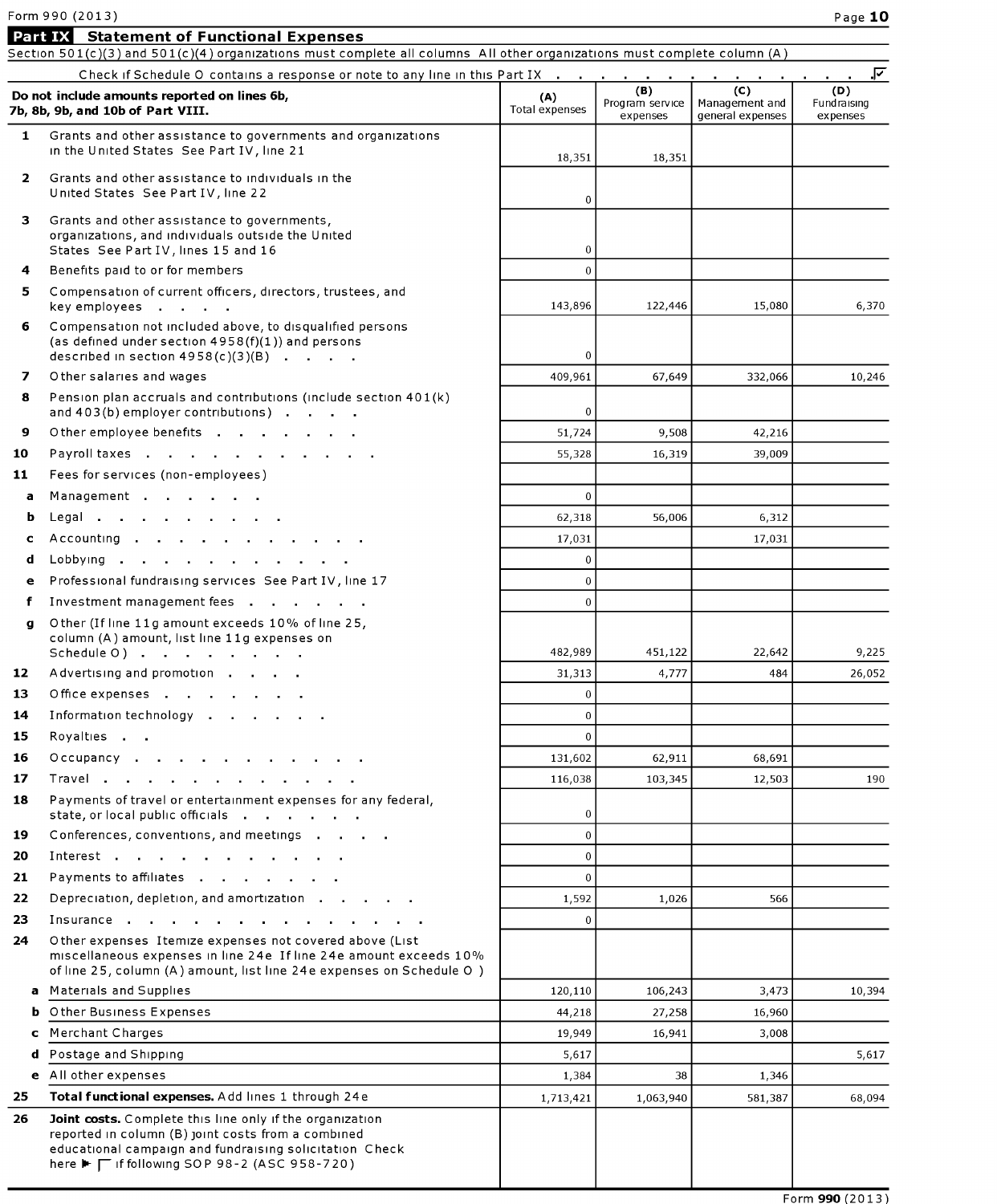Form 990 (2013)

## Part IX Statement of Functional Expenses

Section 501(c)(3) and 501(c)(4) organizations must complete all columns All other organizations must complete column (A)

Check if Schedule O contains a response or note to any line in this Part IX . . . . . . . . . . . . . . ☑

| Do not include amounts reported on lines 6b, 7b, 8b, 9b, and 10b of Part VIII. | (A) Total expenses | (B) Program service expenses | (C) Management and general expenses | (D) Fundraising expenses |
|---|---|---|---|---|
| **1** Grants and other assistance to governments and organizations in the United States See Part IV, line 21 | 18,351 | 18,351 | | |
| **2** Grants and other assistance to individuals in the United States See Part IV, line 22 | 0 | | | |
| **3** Grants and other assistance to governments, organizations, and individuals outside the United States See Part IV, lines 15 and 16 | 0 | | | |
| **4** Benefits paid to or for members | 0 | | | |
| **5** Compensation of current officers, directors, trustees, and key employees . . . . | 143,896 | 122,446 | 15,080 | 6,370 |
| **6** Compensation not included above, to disqualified persons (as defined under section 4958(f)(1)) and persons described in section 4958(c)(3)(B) . . . . | 0 | | | |
| **7** Other salaries and wages | 409,961 | 67,649 | 332,066 | 10,246 |
| **8** Pension plan accruals and contributions (include section 401(k) and 403(b) employer contributions) . . . . | 0 | | | |
| **9** Other employee benefits . . . . . . . . | 51,724 | 9,508 | 42,216 | |
| **10** Payroll taxes . . . . . . . . . . . . | 55,328 | 16,319 | 39,009 | |
| **11** Fees for services (non-employees) | | | | |
| **a** Management . . . . . . | 0 | | | |
| **b** Legal . . . . . . . . . . | 62,318 | 56,006 | 6,312 | |
| **c** Accounting . . . . . . . . . . . . | 17,031 | | 17,031 | |
| **d** Lobbying . . . . . . . . . . . . | 0 | | | |
| **e** Professional fundraising services See Part IV, line 17 | 0 | | | |
| **f** Investment management fees . . . . . . | 0 | | | |
| **g** Other (If line 11g amount exceeds 10% of line 25, column (A) amount, list line 11g expenses on Schedule O) . . . . . . . . | 482,989 | 451,122 | 22,642 | 9,225 |
| **12** Advertising and promotion . . . . | 31,313 | 4,777 | 484 | 26,052 |
| **13** Office expenses . . . . . . . . | 0 | | | |
| **14** Information technology . . . . . . | 0 | | | |
| **15** Royalties . . | 0 | | | |
| **16** Occupancy . . . . . . . . . . . . | 131,602 | 62,911 | 68,691 | |
| **17** Travel . . . . . . . . . . . . . . | 116,038 | 103,345 | 12,503 | 190 |
| **18** Payments of travel or entertainment expenses for any federal, state, or local public officials . . . . . . | 0 | | | |
| **19** Conferences, conventions, and meetings . . . . | 0 | | | |
| **20** Interest . . . . . . . . . . . . | 0 | | | |
| **21** Payments to affiliates . . . . . . . . | 0 | | | |
| **22** Depreciation, depletion, and amortization . . . . . | 1,592 | 1,026 | 566 | |
| **23** Insurance . . . . . . . . . . . . . . . | 0 | | | |
| **24** Other expenses Itemize expenses not covered above (List miscellaneous expenses in line 24e If line 24e amount exceeds 10% of line 25, column (A) amount, list line 24e expenses on Schedule O ) | | | | |
| **a** Materials and Supplies | 120,110 | 106,243 | 3,473 | 10,394 |
| **b** Other Business Expenses | 44,218 | 27,258 | 16,960 | |
| **c** Merchant Charges | 19,949 | 16,941 | 3,008 | |
| **d** Postage and Shipping | 5,617 | | | 5,617 |
| **e** All other expenses | 1,384 | 38 | 1,346 | |
| **25** **Total functional expenses.** Add lines 1 through 24e | 1,713,421 | 1,063,940 | 581,387 | 68,094 |
| **26** **Joint costs.** Complete this line only if the organization reported in column (B) joint costs from a combined educational campaign and fundraising solicitation Check here ▶ ☐ if following SOP 98-2 (ASC 958-720) | | | | |

Form **990** (2013)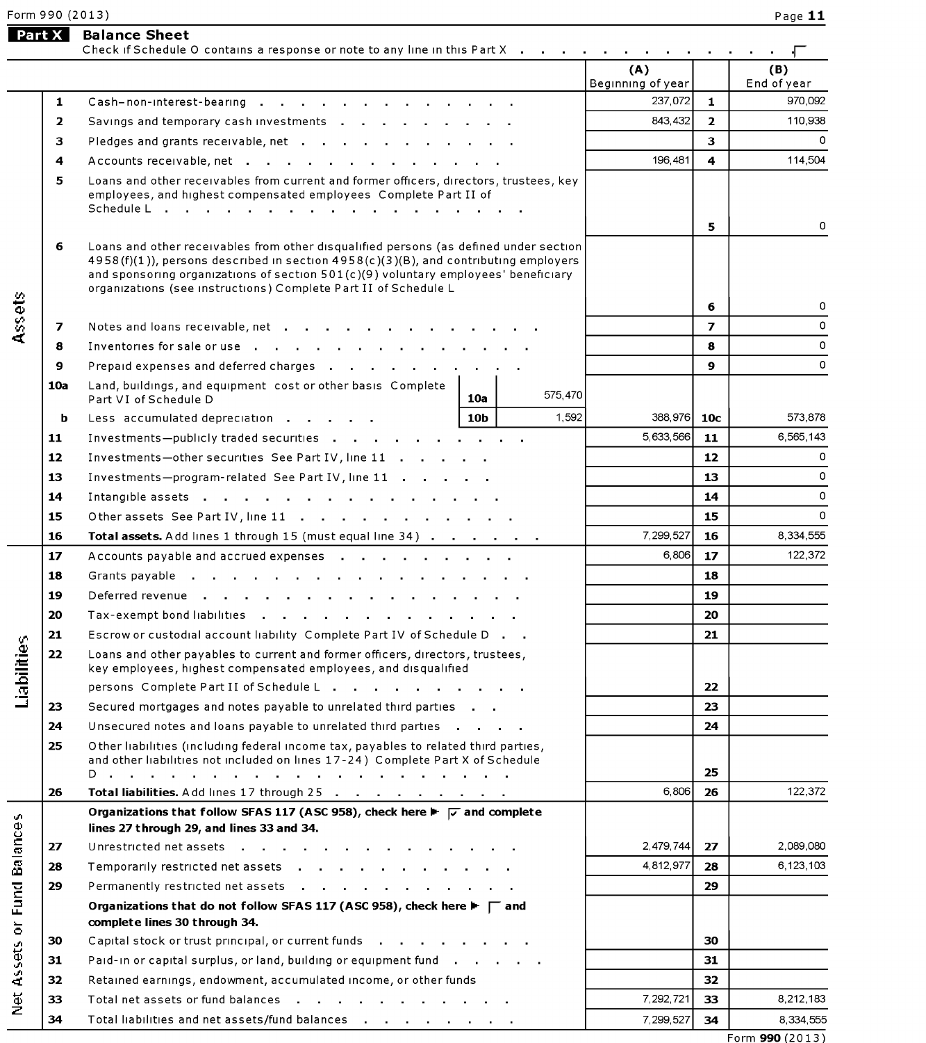Form 990 (2013)

## Part X Balance Sheet

Check if Schedule O contains a response or note to any line in this Part X . . . . . . . . . . . . . . . ☐

| | | | | | (A) Beginning of year | | (B) End of year |
|---|---|---|---|---|---|---|---|
| **Assets** | 1 | Cash–non-interest-bearing | | | 237,072 | 1 | 970,092 |
| | 2 | Savings and temporary cash investments | | | 843,432 | 2 | 110,938 |
| | 3 | Pledges and grants receivable, net | | | | 3 | 0 |
| | 4 | Accounts receivable, net | | | 196,481 | 4 | 114,504 |
| | 5 | Loans and other receivables from current and former officers, directors, trustees, key employees, and highest compensated employees Complete Part II of Schedule L | | | | 5 | 0 |
| | 6 | Loans and other receivables from other disqualified persons (as defined under section 4958(f)(1)), persons described in section 4958(c)(3)(B), and contributing employers and sponsoring organizations of section 501(c)(9) voluntary employees' beneficiary organizations (see instructions) Complete Part II of Schedule L | | | | 6 | 0 |
| | 7 | Notes and loans receivable, net | | | | 7 | 0 |
| | 8 | Inventories for sale or use | | | | 8 | 0 |
| | 9 | Prepaid expenses and deferred charges | | | | 9 | 0 |
| | 10a | Land, buildings, and equipment cost or other basis Complete Part VI of Schedule D | 10a | 575,470 | | | |
| | b | Less accumulated depreciation | 10b | 1,592 | 388,976 | 10c | 573,878 |
| | 11 | Investments—publicly traded securities | | | 5,633,566 | 11 | 6,565,143 |
| | 12 | Investments—other securities See Part IV, line 11 | | | | 12 | 0 |
| | 13 | Investments—program-related See Part IV, line 11 | | | | 13 | 0 |
| | 14 | Intangible assets | | | | 14 | 0 |
| | 15 | Other assets See Part IV, line 11 | | | | 15 | 0 |
| | 16 | **Total assets.** Add lines 1 through 15 (must equal line 34) | | | 7,299,527 | 16 | 8,334,555 |
| **Liabilities** | 17 | Accounts payable and accrued expenses | | | 6,806 | 17 | 122,372 |
| | 18 | Grants payable | | | | 18 | |
| | 19 | Deferred revenue | | | | 19 | |
| | 20 | Tax-exempt bond liabilities | | | | 20 | |
| | 21 | Escrow or custodial account liability Complete Part IV of Schedule D | | | | 21 | |
| | 22 | Loans and other payables to current and former officers, directors, trustees, key employees, highest compensated employees, and disqualified persons Complete Part II of Schedule L | | | | 22 | |
| | 23 | Secured mortgages and notes payable to unrelated third parties | | | | 23 | |
| | 24 | Unsecured notes and loans payable to unrelated third parties | | | | 24 | |
| | 25 | Other liabilities (including federal income tax, payables to related third parties, and other liabilities not included on lines 17-24) Complete Part X of Schedule D | | | | 25 | |
| | 26 | **Total liabilities.** Add lines 17 through 25 | | | 6,806 | 26 | 122,372 |
| **Net Assets or Fund Balances** | | **Organizations that follow SFAS 117 (ASC 958), check here ▶ ☑ and complete lines 27 through 29, and lines 33 and 34.** | | | | | |
| | 27 | Unrestricted net assets | | | 2,479,744 | 27 | 2,089,080 |
| | 28 | Temporarily restricted net assets | | | 4,812,977 | 28 | 6,123,103 |
| | 29 | Permanently restricted net assets | | | | 29 | |
| | | **Organizations that do not follow SFAS 117 (ASC 958), check here ▶ ☐ and complete lines 30 through 34.** | | | | | |
| | 30 | Capital stock or trust principal, or current funds | | | | 30 | |
| | 31 | Paid-in or capital surplus, or land, building or equipment fund | | | | 31 | |
| | 32 | Retained earnings, endowment, accumulated income, or other funds | | | | 32 | |
| | 33 | Total net assets or fund balances | | | 7,292,721 | 33 | 8,212,183 |
| | 34 | Total liabilities and net assets/fund balances | | | 7,299,527 | 34 | 8,334,555 |

Form **990** (2013)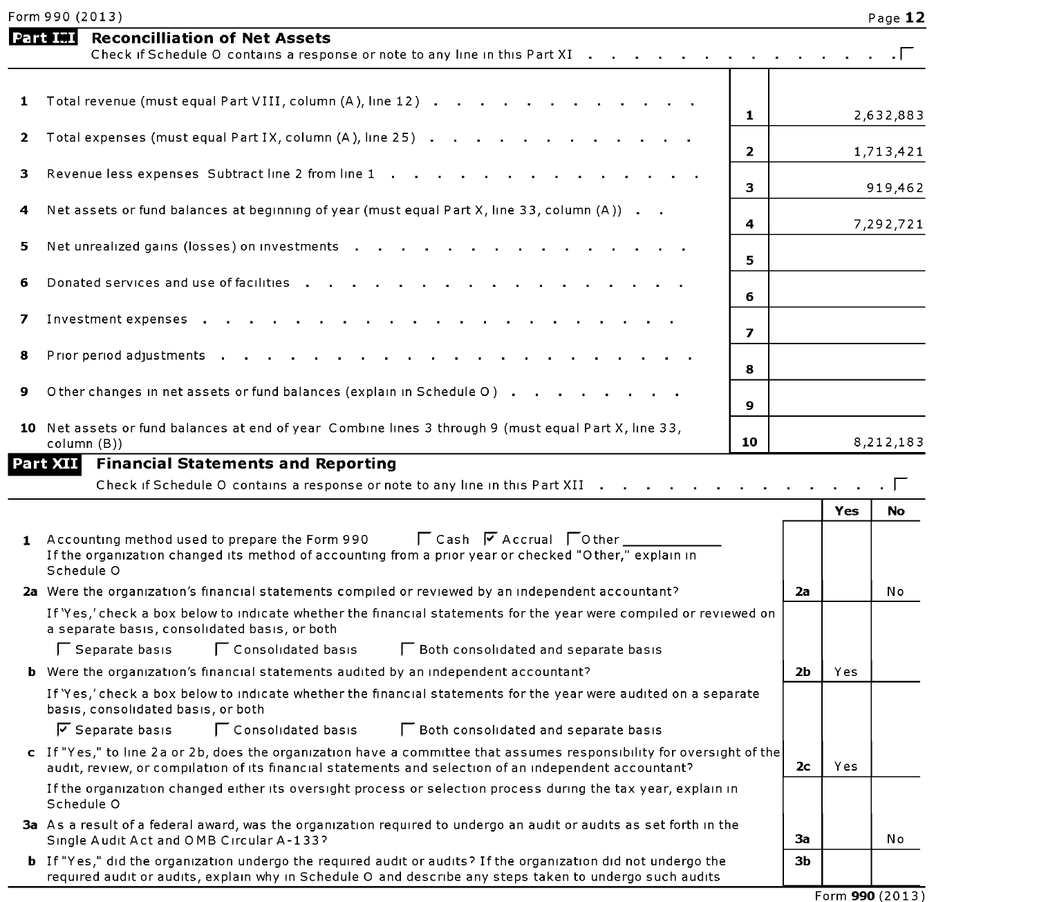## Part XI Reconcilliation of Net Assets

Check if Schedule O contains a response or note to any line in this Part XI . . . . . . . . . . . . . . ☐

| | | | |
|---|---|---|---|
| 1 | Total revenue (must equal Part VIII, column (A), line 12) | 1 | 2,632,883 |
| 2 | Total expenses (must equal Part IX, column (A), line 25) | 2 | 1,713,421 |
| 3 | Revenue less expenses Subtract line 2 from line 1 | 3 | 919,462 |
| 4 | Net assets or fund balances at beginning of year (must equal Part X, line 33, column (A)) | 4 | 7,292,721 |
| 5 | Net unrealized gains (losses) on investments | 5 | |
| 6 | Donated services and use of facilities | 6 | |
| 7 | Investment expenses | 7 | |
| 8 | Prior period adjustments | 8 | |
| 9 | Other changes in net assets or fund balances (explain in Schedule O) | 9 | |
| 10 | Net assets or fund balances at end of year Combine lines 3 through 9 (must equal Part X, line 33, column (B)) | 10 | 8,212,183 |

## Part XII Financial Statements and Reporting

Check if Schedule O contains a response or note to any line in this Part XII . . . . . . . . . . . . . . ☐

| | | | Yes | No |
|---|---|---|---|---|
| 1 | Accounting method used to prepare the Form 990 ☐ Cash ☑ Accrual ☐ Other ____________<br>If the organization changed its method of accounting from a prior year or checked "Other," explain in Schedule O | | | |
| 2a | Were the organization's financial statements compiled or reviewed by an independent accountant? | 2a | | No |
| | If 'Yes,' check a box below to indicate whether the financial statements for the year were compiled or reviewed on a separate basis, consolidated basis, or both<br>☐ Separate basis ☐ Consolidated basis ☐ Both consolidated and separate basis | | | |
| b | Were the organization's financial statements audited by an independent accountant? | 2b | Yes | |
| | If 'Yes,' check a box below to indicate whether the financial statements for the year were audited on a separate basis, consolidated basis, or both<br>☑ Separate basis ☐ Consolidated basis ☐ Both consolidated and separate basis | | | |
| c | If "Yes," to line 2a or 2b, does the organization have a committee that assumes responsibility for oversight of the audit, review, or compilation of its financial statements and selection of an independent accountant? | 2c | Yes | |
| | If the organization changed either its oversight process or selection process during the tax year, explain in Schedule O | | | |
| 3a | As a result of a federal award, was the organization required to undergo an audit or audits as set forth in the Single Audit Act and OMB Circular A-133? | 3a | | No |
| b | If "Yes," did the organization undergo the required audit or audits? If the organization did not undergo the required audit or audits, explain why in Schedule O and describe any steps taken to undergo such audits | 3b | | |

Form **990** (2013)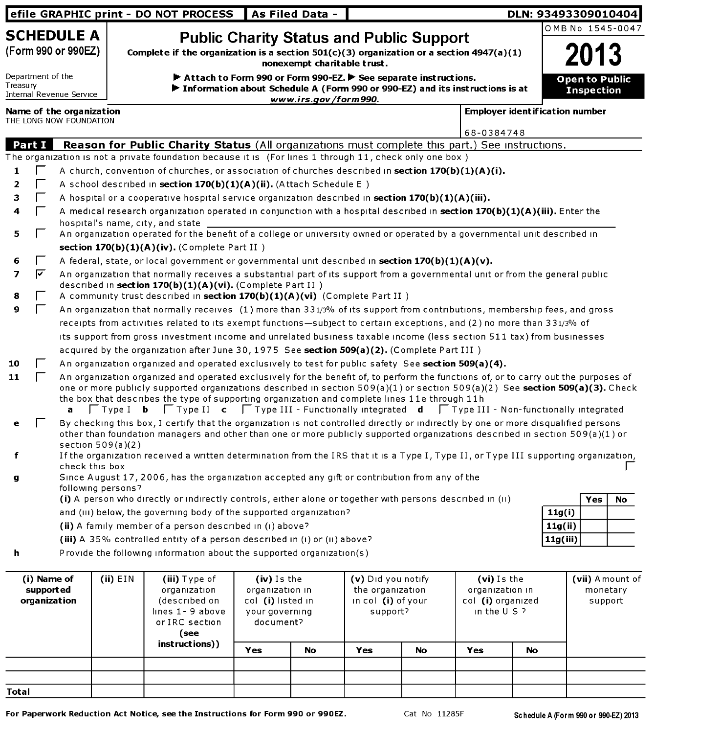efile GRAPHIC print - DO NOT PROCESS | As Filed Data - | DLN: 93493309010404

# SCHEDULE A (Form 990 or 990EZ)

Department of the Treasury
Internal Revenue Service

## Public Charity Status and Public Support

**Complete if the organization is a section 501(c)(3) organization or a section 4947(a)(1) nonexempt charitable trust.**

▶ Attach to Form 990 or Form 990-EZ. ▶ See separate instructions.
▶ Information about Schedule A (Form 990 or 990-EZ) and its instructions is at *www.irs.gov/form990*.

OMB No 1545-0047

**2013**

**Open to Public Inspection**

**Name of the organization**
THE LONG NOW FOUNDATION

**Employer identification number**
68-0384748

## Part I Reason for Public Charity Status (All organizations must complete this part.) See instructions.

The organization is not a private foundation because it is (For lines 1 through 11, check only one box )

1 ☐ A church, convention of churches, or association of churches described in **section 170(b)(1)(A)(i).**

2 ☐ A school described in **section 170(b)(1)(A)(ii).** (Attach Schedule E )

3 ☐ A hospital or a cooperative hospital service organization described in **section 170(b)(1)(A)(iii).**

4 ☐ A medical research organization operated in conjunction with a hospital described in **section 170(b)(1)(A)(iii).** Enter the hospital's name, city, and state

5 ☐ An organization operated for the benefit of a college or university owned or operated by a governmental unit described in **section 170(b)(1)(A)(iv).** (Complete Part II )

6 ☐ A federal, state, or local government or governmental unit described in **section 170(b)(1)(A)(v).**

7 ☑ An organization that normally receives a substantial part of its support from a governmental unit or from the general public described in **section 170(b)(1)(A)(vi).** (Complete Part II )

8 ☐ A community trust described in **section 170(b)(1)(A)(vi)** (Complete Part II )

9 ☐ An organization that normally receives (1) more than 33 1/3% of its support from contributions, membership fees, and gross receipts from activities related to its exempt functions—subject to certain exceptions, and (2) no more than 33 1/3% of its support from gross investment income and unrelated business taxable income (less section 511 tax) from businesses acquired by the organization after June 30, 1975 See **section 509(a)(2).** (Complete Part III )

10 ☐ An organization organized and operated exclusively to test for public safety See **section 509(a)(4).**

11 ☐ An organization organized and operated exclusively for the benefit of, to perform the functions of, or to carry out the purposes of one or more publicly supported organizations described in section 509(a)(1) or section 509(a)(2) See **section 509(a)(3).** Check the box that describes the type of supporting organization and complete lines 11e through 11h

**a** ☐ Type I **b** ☐ Type II **c** ☐ Type III - Functionally integrated **d** ☐ Type III - Non-functionally integrated

**e** ☐ By checking this box, I certify that the organization is not controlled directly or indirectly by one or more disqualified persons other than foundation managers and other than one or more publicly supported organizations described in section 509(a)(1) or section 509(a)(2)

**f** If the organization received a written determination from the IRS that it is a Type I, Type II, or Type III supporting organization, check this box ☐

**g** Since August 17, 2006, has the organization accepted any gift or contribution from any of the following persons?

| | | Yes | No |
|---|---|---|---|
| **(i)** A person who directly or indirectly controls, either alone or together with persons described in (ii) and (iii) below, the governing body of the supported organization? | 11g(i) | | |
| **(ii)** A family member of a person described in (i) above? | 11g(ii) | | |
| **(iii)** A 35% controlled entity of a person described in (i) or (ii) above? | 11g(iii) | | |

**h** Provide the following information about the supported organization(s)

| (i) Name of supported organization | (ii) EIN | (iii) Type of organization (described on lines 1- 9 above or IRC section (see instructions)) | (iv) Is the organization in col (i) listed in your governing document? | | (v) Did you notify the organization in col (i) of your support? | | (vi) Is the organization in col (i) organized in the U S ? | | (vii) Amount of monetary support |
|---|---|---|---|---|---|---|---|---|---|
| | | | Yes | No | Yes | No | Yes | No | |
| | | | | | | | | | |
| | | | | | | | | | |
| Total | | | | | | | | | |

**For Paperwork Reduction Act Notice, see the Instructions for Form 990 or 990EZ.** Cat No 11285F **Schedule A (Form 990 or 990-EZ) 2013**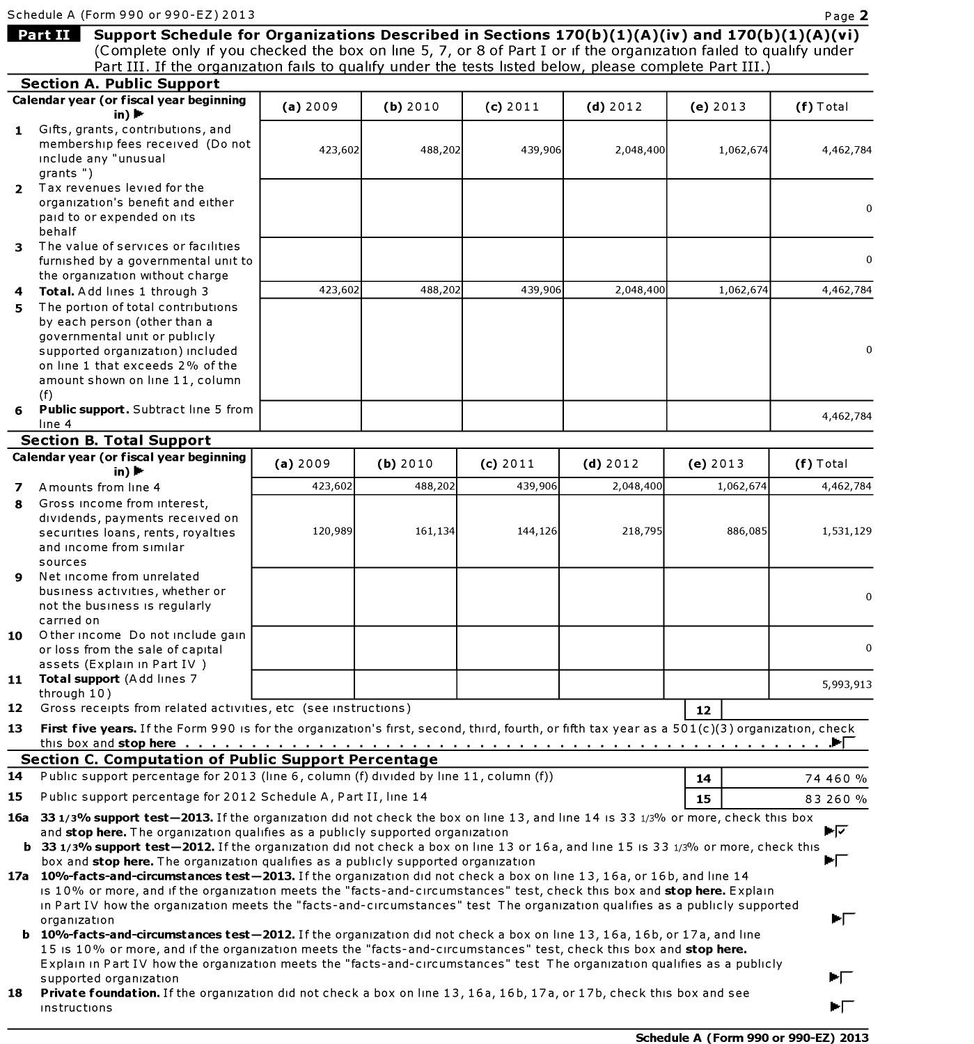Schedule A (Form 990 or 990-EZ) 2013

## Part II Support Schedule for Organizations Described in Sections 170(b)(1)(A)(iv) and 170(b)(1)(A)(vi)

(Complete only if you checked the box on line 5, 7, or 8 of Part I or if the organization failed to qualify under Part III. If the organization fails to qualify under the tests listed below, please complete Part III.)

### Section A. Public Support

| Calendar year (or fiscal year beginning in) ▶ | (a) 2009 | (b) 2010 | (c) 2011 | (d) 2012 | (e) 2013 | (f) Total |
|---|---|---|---|---|---|---|
| 1 Gifts, grants, contributions, and membership fees received (Do not include any "unusual grants ") | 423,602 | 488,202 | 439,906 | 2,048,400 | 1,062,674 | 4,462,784 |
| 2 Tax revenues levied for the organization's benefit and either paid to or expended on its behalf | | | | | | 0 |
| 3 The value of services or facilities furnished by a governmental unit to the organization without charge | | | | | | 0 |
| 4 **Total.** Add lines 1 through 3 | 423,602 | 488,202 | 439,906 | 2,048,400 | 1,062,674 | 4,462,784 |
| 5 The portion of total contributions by each person (other than a governmental unit or publicly supported organization) included on line 1 that exceeds 2% of the amount shown on line 11, column (f) | | | | | | 0 |
| 6 **Public support.** Subtract line 5 from line 4 | | | | | | 4,462,784 |

### Section B. Total Support

| Calendar year (or fiscal year beginning in) ▶ | (a) 2009 | (b) 2010 | (c) 2011 | (d) 2012 | (e) 2013 | (f) Total |
|---|---|---|---|---|---|---|
| 7 Amounts from line 4 | 423,602 | 488,202 | 439,906 | 2,048,400 | 1,062,674 | 4,462,784 |
| 8 Gross income from interest, dividends, payments received on securities loans, rents, royalties and income from similar sources | 120,989 | 161,134 | 144,126 | 218,795 | 886,085 | 1,531,129 |
| 9 Net income from unrelated business activities, whether or not the business is regularly carried on | | | | | | 0 |
| 10 Other income Do not include gain or loss from the sale of capital assets (Explain in Part IV ) | | | | | | 0 |
| 11 **Total support** (Add lines 7 through 10) | | | | | | 5,993,913 |

12 Gross receipts from related activities, etc (see instructions) | 12 |

13 **First five years.** If the Form 990 is for the organization's first, second, third, fourth, or fifth tax year as a 501(c)(3) organization, check this box and **stop here** . . . ▶☐

### Section C. Computation of Public Support Percentage

| | | | |
|---|---|---|---|
| 14 | Public support percentage for 2013 (line 6, column (f) divided by line 11, column (f)) | 14 | 74 460 % |
| 15 | Public support percentage for 2012 Schedule A, Part II, line 14 | 15 | 83 260 % |

**16a 33 1/3% support test—2013.** If the organization did not check the box on line 13, and line 14 is 33 1/3% or more, check this box and **stop here.** The organization qualifies as a publicly supported organization ▶☑

**b 33 1/3% support test—2012.** If the organization did not check a box on line 13 or 16a, and line 15 is 33 1/3% or more, check this box and **stop here.** The organization qualifies as a publicly supported organization ▶☐

**17a 10%-facts-and-circumstances test—2013.** If the organization did not check a box on line 13, 16a, or 16b, and line 14 is 10% or more, and if the organization meets the "facts-and-circumstances" test, check this box and **stop here.** Explain in Part IV how the organization meets the "facts-and-circumstances" test The organization qualifies as a publicly supported organization ▶☐

**b 10%-facts-and-circumstances test—2012.** If the organization did not check a box on line 13, 16a, 16b, or 17a, and line 15 is 10% or more, and if the organization meets the "facts-and-circumstances" test, check this box and **stop here.** Explain in Part IV how the organization meets the "facts-and-circumstances" test The organization qualifies as a publicly supported organization ▶☐

**18 Private foundation.** If the organization did not check a box on line 13, 16a, 16b, 17a, or 17b, check this box and see instructions ▶☐

**Schedule A (Form 990 or 990-EZ) 2013**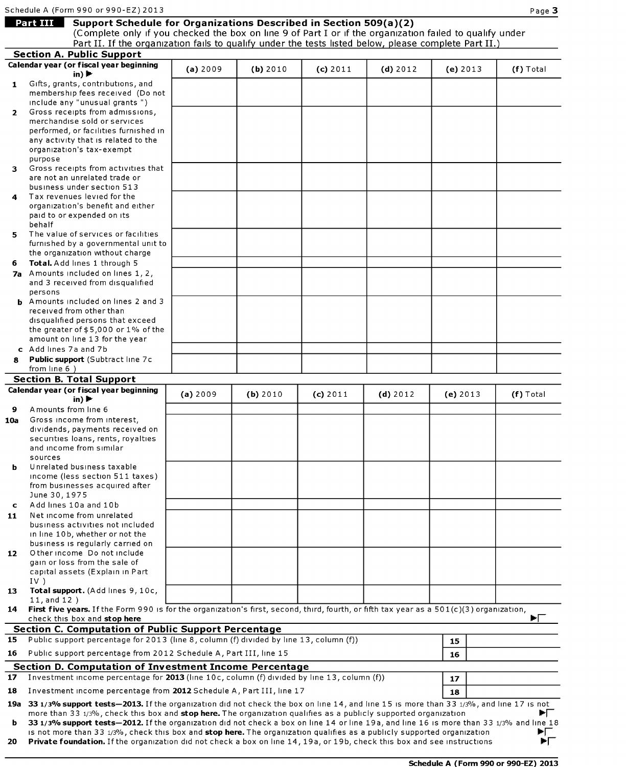Schedule A (Form 990 or 990-EZ) 2013

## Part III Support Schedule for Organizations Described in Section 509(a)(2)

(Complete only if you checked the box on line 9 of Part I or if the organization failed to qualify under Part II. If the organization fails to qualify under the tests listed below, please complete Part II.)

### Section A. Public Support

| Calendar year (or fiscal year beginning in) ▶ | (a) 2009 | (b) 2010 | (c) 2011 | (d) 2012 | (e) 2013 | (f) Total |
|---|---|---|---|---|---|---|
| **1** Gifts, grants, contributions, and membership fees received (Do not include any "unusual grants ") | | | | | | |
| **2** Gross receipts from admissions, merchandise sold or services performed, or facilities furnished in any activity that is related to the organization's tax-exempt purpose | | | | | | |
| **3** Gross receipts from activities that are not an unrelated trade or business under section 513 | | | | | | |
| **4** Tax revenues levied for the organization's benefit and either paid to or expended on its behalf | | | | | | |
| **5** The value of services or facilities furnished by a governmental unit to the organization without charge | | | | | | |
| **6** **Total.** Add lines 1 through 5 | | | | | | |
| **7a** Amounts included on lines 1, 2, and 3 received from disqualified persons | | | | | | |
| **b** Amounts included on lines 2 and 3 received from other than disqualified persons that exceed the greater of $5,000 or 1% of the amount on line 13 for the year | | | | | | |
| **c** Add lines 7a and 7b | | | | | | |
| **8** **Public support** (Subtract line 7c from line 6 ) | | | | | | |

### Section B. Total Support

| Calendar year (or fiscal year beginning in) ▶ | (a) 2009 | (b) 2010 | (c) 2011 | (d) 2012 | (e) 2013 | (f) Total |
|---|---|---|---|---|---|---|
| **9** Amounts from line 6 | | | | | | |
| **10a** Gross income from interest, dividends, payments received on securities loans, rents, royalties and income from similar sources | | | | | | |
| **b** Unrelated business taxable income (less section 511 taxes) from businesses acquired after June 30, 1975 | | | | | | |
| **c** Add lines 10a and 10b | | | | | | |
| **11** Net income from unrelated business activities not included in line 10b, whether or not the business is regularly carried on | | | | | | |
| **12** Other income Do not include gain or loss from the sale of capital assets (Explain in Part IV ) | | | | | | |
| **13** **Total support.** (Add lines 9, 10c, 11, and 12 ) | | | | | | |

**14** **First five years.** If the Form 990 is for the organization's first, second, third, fourth, or fifth tax year as a 501(c)(3) organization, check this box and **stop here** ▶☐

### Section C. Computation of Public Support Percentage

| | | | |
|---|---|---|---|
| **15** | Public support percentage for 2013 (line 8, column (f) divided by line 13, column (f)) | **15** | |
| **16** | Public support percentage from 2012 Schedule A, Part III, line 15 | **16** | |

### Section D. Computation of Investment Income Percentage

| | | | |
|---|---|---|---|
| **17** | Investment income percentage for **2013** (line 10c, column (f) divided by line 13, column (f)) | **17** | |
| **18** | Investment income percentage from **2012** Schedule A, Part III, line 17 | **18** | |

**19a** **33 1/3% support tests—2013.** If the organization did not check the box on line 14, and line 15 is more than 33 1/3%, and line 17 is not more than 33 1/3%, check this box and **stop here.** The organization qualifies as a publicly supported organization ▶☐

**b** **33 1/3% support tests—2012.** If the organization did not check a box on line 14 or line 19a, and line 16 is more than 33 1/3% and line 18 is not more than 33 1/3%, check this box and **stop here.** The organization qualifies as a publicly supported organization ▶☐

**20** **Private foundation.** If the organization did not check a box on line 14, 19a, or 19b, check this box and see instructions ▶☐

**Schedule A (Form 990 or 990-EZ) 2013**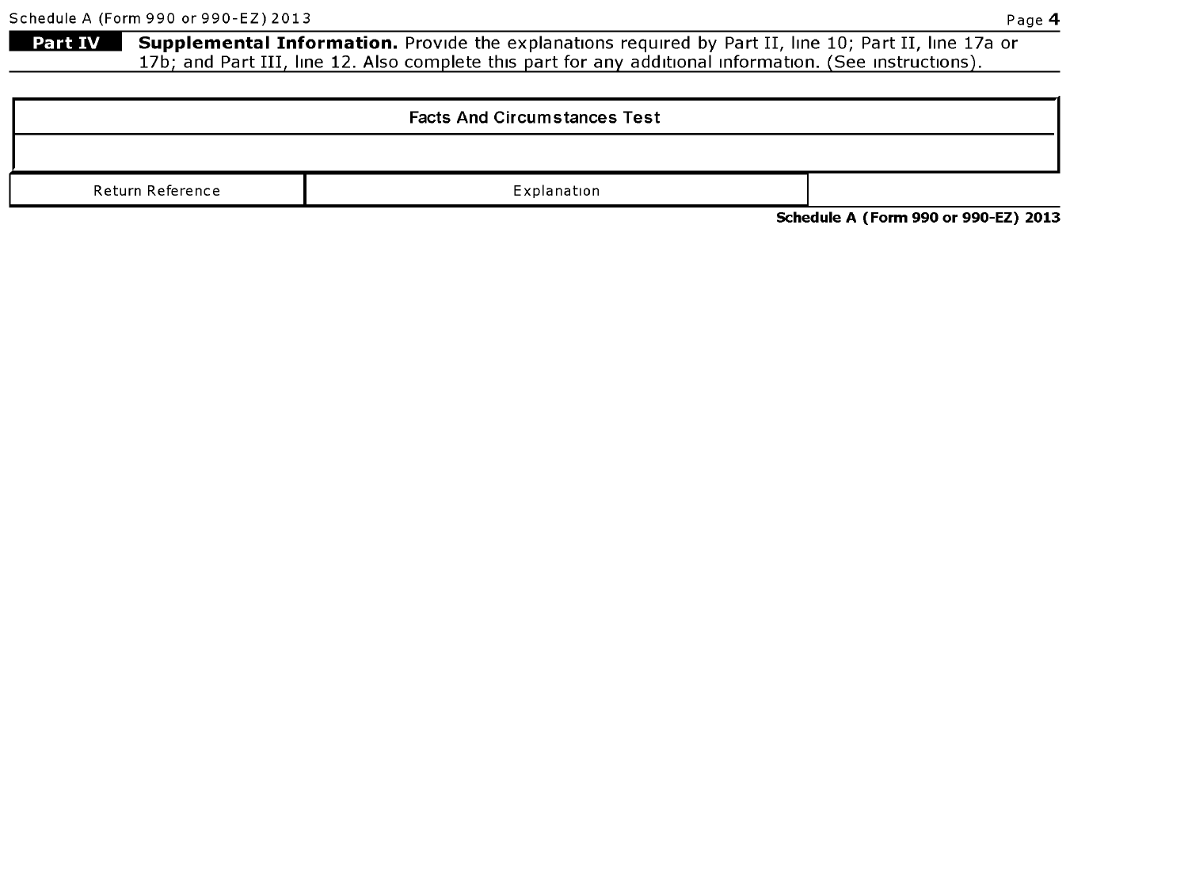**Part IV** **Supplemental Information.** Provide the explanations required by Part II, line 10; Part II, line 17a or 17b; and Part III, line 12. Also complete this part for any additional information. (See instructions).

| Facts And Circumstances Test |
| --- |
| |

| Return Reference | Explanation |
| --- | --- |

Schedule A (Form 990 or 990-EZ) 2013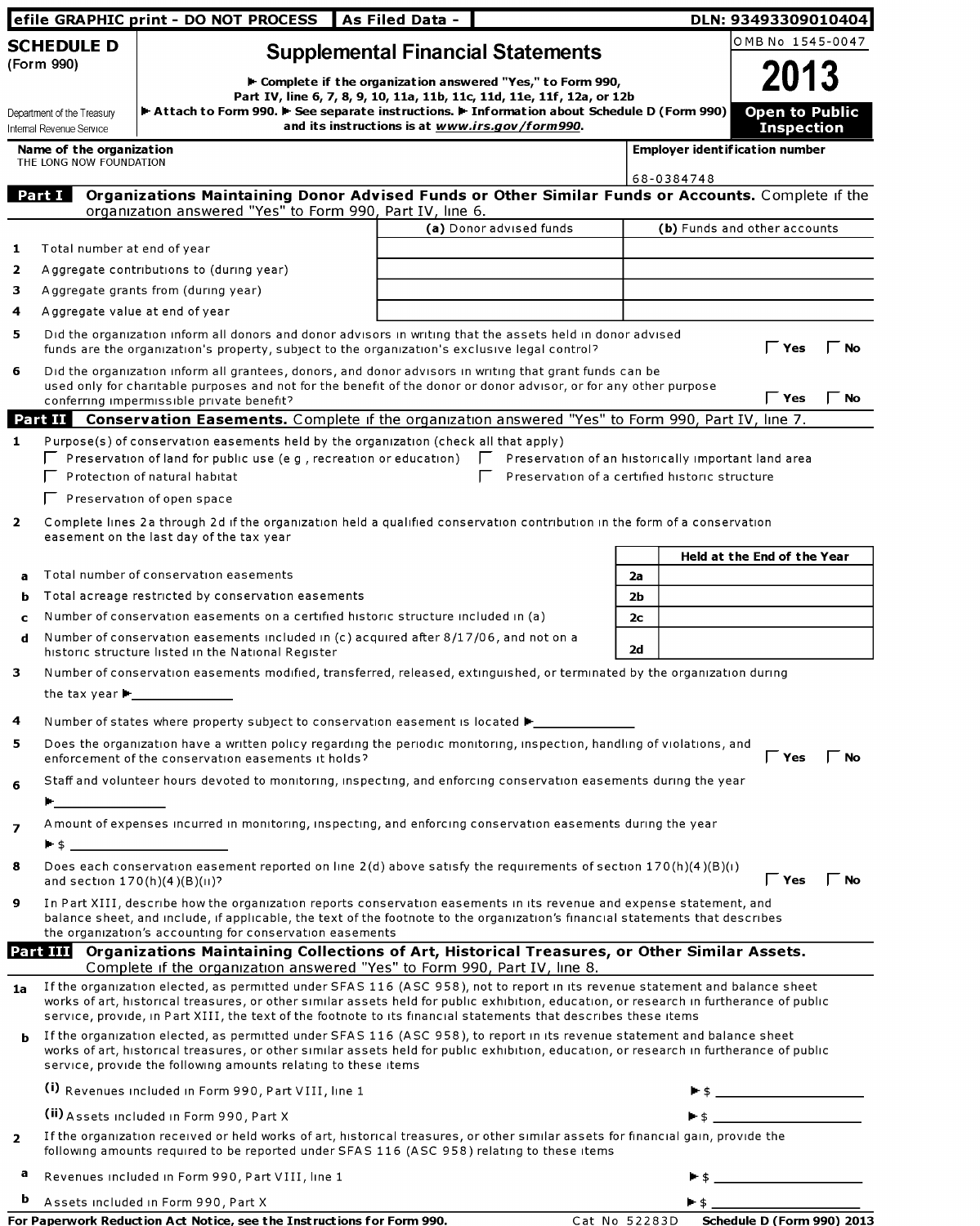efile GRAPHIC print - DO NOT PROCESS | As Filed Data - | DLN: 93493309010404

# SCHEDULE D (Form 990)

# Supplemental Financial Statements

OMB No 1545-0047

**2013**

**Open to Public Inspection**

▶ Complete if the organization answered "Yes," to Form 990, Part IV, line 6, 7, 8, 9, 10, 11a, 11b, 11c, 11d, 11e, 11f, 12a, or 12b

▶ Attach to Form 990. ▶ See separate instructions. ▶ Information about Schedule D (Form 990) and its instructions is at *www.irs.gov/form990*.

Department of the Treasury
Internal Revenue Service

**Name of the organization**
THE LONG NOW FOUNDATION

**Employer identification number**
68-0384748

## Part I Organizations Maintaining Donor Advised Funds or Other Similar Funds or Accounts.
Complete if the organization answered "Yes" to Form 990, Part IV, line 6.

| | | (a) Donor advised funds | (b) Funds and other accounts |
|---|---|---|---|
| 1 | Total number at end of year | | |
| 2 | Aggregate contributions to (during year) | | |
| 3 | Aggregate grants from (during year) | | |
| 4 | Aggregate value at end of year | | |

5 Did the organization inform all donors and donor advisors in writing that the assets held in donor advised funds are the organization's property, subject to the organization's exclusive legal control? ☐ Yes ☐ No

6 Did the organization inform all grantees, donors, and donor advisors in writing that grant funds can be used only for charitable purposes and not for the benefit of the donor or donor advisor, or for any other purpose conferring impermissible private benefit? ☐ Yes ☐ No

## Part II Conservation Easements.
Complete if the organization answered "Yes" to Form 990, Part IV, line 7.

1 Purpose(s) of conservation easements held by the organization (check all that apply)

☐ Preservation of land for public use (e g , recreation or education)
☐ Preservation of an historically important land area
☐ Protection of natural habitat
☐ Preservation of a certified historic structure
☐ Preservation of open space

2 Complete lines 2a through 2d if the organization held a qualified conservation contribution in the form of a conservation easement on the last day of the tax year

| | | | Held at the End of the Year |
|---|---|---|---|
| a | Total number of conservation easements | 2a | |
| b | Total acreage restricted by conservation easements | 2b | |
| c | Number of conservation easements on a certified historic structure included in (a) | 2c | |
| d | Number of conservation easements included in (c) acquired after 8/17/06, and not on a historic structure listed in the National Register | 2d | |

3 Number of conservation easements modified, transferred, released, extinguished, or terminated by the organization during the tax year ▶

4 Number of states where property subject to conservation easement is located ▶

5 Does the organization have a written policy regarding the periodic monitoring, inspection, handling of violations, and enforcement of the conservation easements it holds? ☐ Yes ☐ No

6 Staff and volunteer hours devoted to monitoring, inspecting, and enforcing conservation easements during the year ▶

7 Amount of expenses incurred in monitoring, inspecting, and enforcing conservation easements during the year ▶ $

8 Does each conservation easement reported on line 2(d) above satisfy the requirements of section 170(h)(4)(B)(i) and section 170(h)(4)(B)(ii)? ☐ Yes ☐ No

9 In Part XIII, describe how the organization reports conservation easements in its revenue and expense statement, and balance sheet, and include, if applicable, the text of the footnote to the organization's financial statements that describes the organization's accounting for conservation easements

## Part III Organizations Maintaining Collections of Art, Historical Treasures, or Other Similar Assets.
Complete if the organization answered "Yes" to Form 990, Part IV, line 8.

1a If the organization elected, as permitted under SFAS 116 (ASC 958), not to report in its revenue statement and balance sheet works of art, historical treasures, or other similar assets held for public exhibition, education, or research in furtherance of public service, provide, in Part XIII, the text of the footnote to its financial statements that describes these items

b If the organization elected, as permitted under SFAS 116 (ASC 958), to report in its revenue statement and balance sheet works of art, historical treasures, or other similar assets held for public exhibition, education, or research in furtherance of public service, provide the following amounts relating to these items

(i) Revenues included in Form 990, Part VIII, line 1 ▶ $

(ii) Assets included in Form 990, Part X ▶ $

2 If the organization received or held works of art, historical treasures, or other similar assets for financial gain, provide the following amounts required to be reported under SFAS 116 (ASC 958) relating to these items

a Revenues included in Form 990, Part VIII, line 1 ▶ $

b Assets included in Form 990, Part X ▶ $

**For Paperwork Reduction Act Notice, see the Instructions for Form 990.** Cat No 52283D **Schedule D (Form 990) 2013**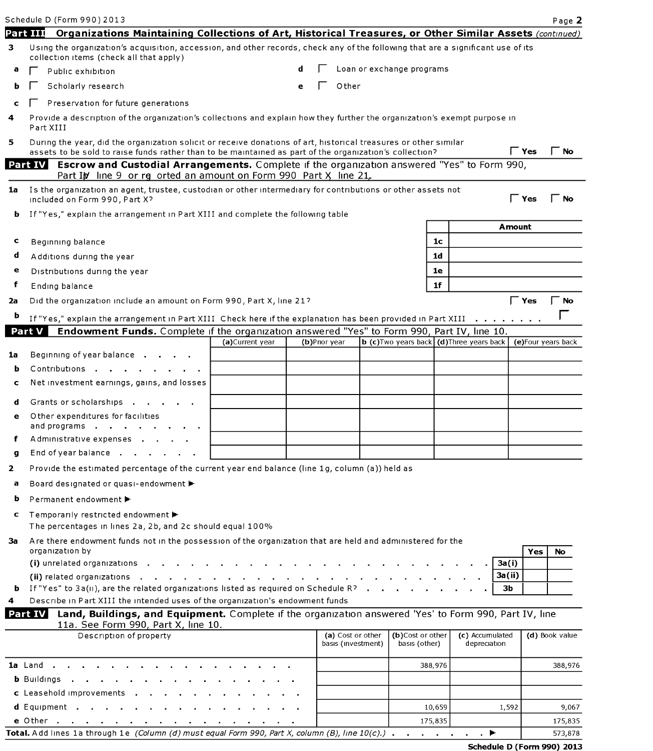Schedule D (Form 990) 2013

## Part III Organizations Maintaining Collections of Art, Historical Treasures, or Other Similar Assets *(continued)*

**3** Using the organization's acquisition, accession, and other records, check any of the following that are a significant use of its collection items (check all that apply)

- **a** ☐ Public exhibition
- **b** ☐ Scholarly research
- **c** ☐ Preservation for future generations
- **d** ☐ Loan or exchange programs
- **e** ☐ Other

**4** Provide a description of the organization's collections and explain how they further the organization's exempt purpose in Part XIII

**5** During the year, did the organization solicit or receive donations of art, historical treasures or other similar assets to be sold to raise funds rather than to be maintained as part of the organization's collection? ☐ Yes ☐ No

## Part IV Escrow and Custodial Arrangements. Complete if the organization answered "Yes" to Form 990, Part IV, line 9 or reported an amount on Form 990, Part X, line 21.

**1a** Is the organization an agent, trustee, custodian or other intermediary for contributions or other assets not included on Form 990, Part X? ☐ Yes ☐ No

**b** If "Yes," explain the arrangement in Part XIII and complete the following table

| | | | Amount |
|---|---|---|---|
| c | Beginning balance | 1c | |
| d | Additions during the year | 1d | |
| e | Distributions during the year | 1e | |
| f | Ending balance | 1f | |

**2a** Did the organization include an amount on Form 990, Part X, line 21? ☐ Yes ☐ No

**b** If "Yes," explain the arrangement in Part XIII Check here if the explanation has been provided in Part XIII ☐

## Part V Endowment Funds. Complete if the organization answered "Yes" to Form 990, Part IV, line 10.

| | | (a) Current year | (b) Prior year | (c) Two years back | (d) Three years back | (e) Four years back |
|---|---|---|---|---|---|---|
| 1a | Beginning of year balance | | | | | |
| b | Contributions | | | | | |
| c | Net investment earnings, gains, and losses | | | | | |
| d | Grants or scholarships | | | | | |
| e | Other expenditures for facilities and programs | | | | | |
| f | Administrative expenses | | | | | |
| g | End of year balance | | | | | |

**2** Provide the estimated percentage of the current year end balance (line 1g, column (a)) held as

- **a** Board designated or quasi-endowment ▶
- **b** Permanent endowment ▶
- **c** Temporarily restricted endowment ▶

The percentages in lines 2a, 2b, and 2c should equal 100%

**3a** Are there endowment funds not in the possession of the organization that are held and administered for the organization by

| | | | Yes | No |
|---|---|---|---|---|
| | (i) unrelated organizations | 3a(i) | | |
| | (ii) related organizations | 3a(ii) | | |
| b | If "Yes" to 3a(ii), are the related organizations listed as required on Schedule R? | 3b | | |

**4** Describe in Part XIII the intended uses of the organization's endowment funds

## Part VI Land, Buildings, and Equipment. Complete if the organization answered 'Yes' to Form 990, Part IV, line 11a. See Form 990, Part X, line 10.

| Description of property | (a) Cost or other basis (investment) | (b) Cost or other basis (other) | (c) Accumulated depreciation | (d) Book value |
|---|---|---|---|---|
| 1a Land | | 388,976 | | 388,976 |
| b Buildings | | | | |
| c Leasehold improvements | | | | |
| d Equipment | | 10,659 | 1,592 | 9,067 |
| e Other | | 175,835 | | 175,835 |
| **Total.** Add lines 1a through 1e *(Column (d) must equal Form 990, Part X, column (B), line 10(c).)* ▶ | | | | 573,878 |

Schedule D (Form 990) 2013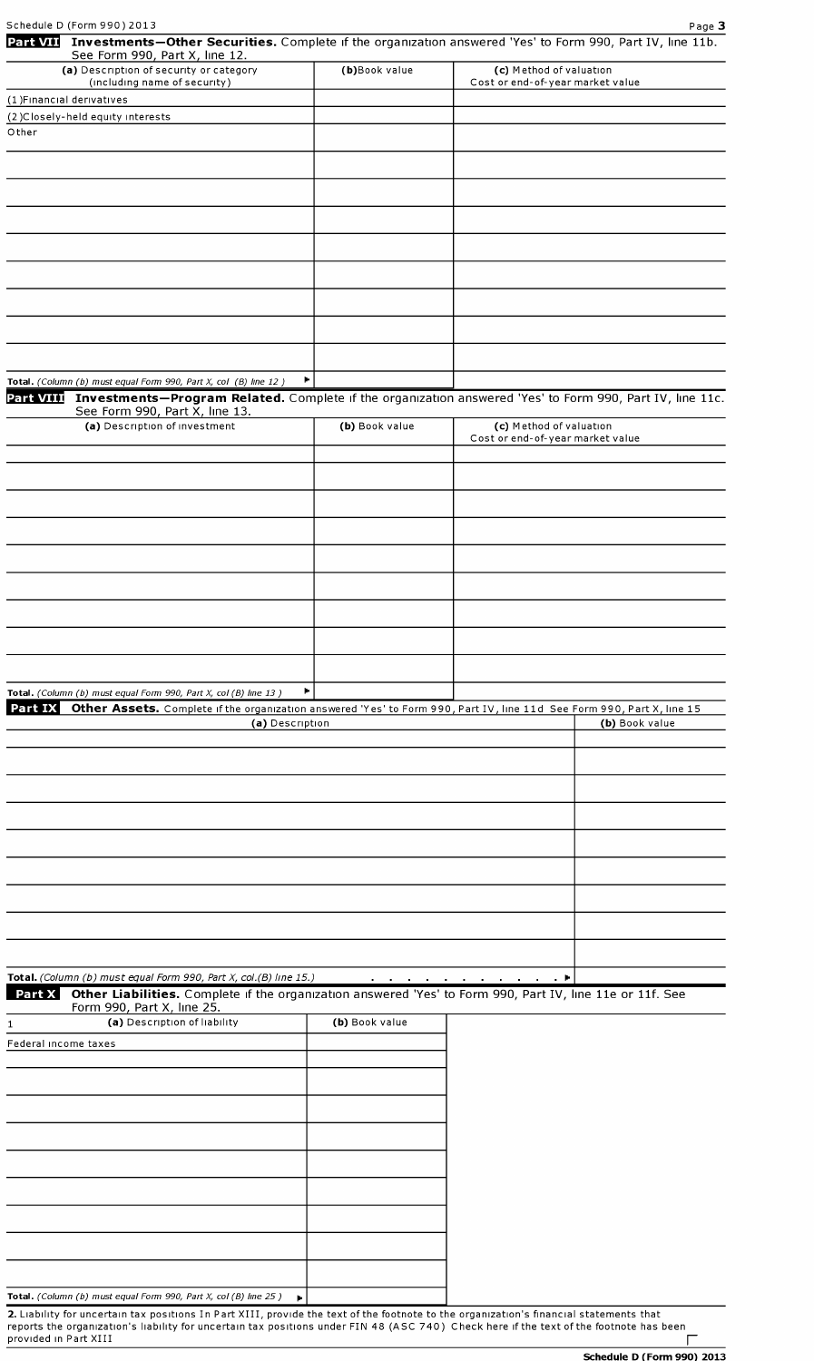**Part VII Investments—Other Securities.** Complete if the organization answered 'Yes' to Form 990, Part IV, line 11b. See Form 990, Part X, line 12.

| (a) Description of security or category (including name of security) | (b) Book value | (c) Method of valuation Cost or end-of-year market value |
|---|---|---|
| (1) Financial derivatives | | |
| (2) Closely-held equity interests | | |
| Other | | |
| | | |
| | | |
| | | |
| | | |
| | | |
| | | |
| | | |
| | | |
| | | |
| **Total.** *(Column (b) must equal Form 990, Part X, col (B) line 12.)* ▶ | | |

**Part VIII Investments—Program Related.** Complete if the organization answered 'Yes' to Form 990, Part IV, line 11c. See Form 990, Part X, line 13.

| (a) Description of investment | (b) Book value | (c) Method of valuation Cost or end-of-year market value |
|---|---|---|
| | | |
| | | |
| | | |
| | | |
| | | |
| | | |
| | | |
| | | |
| | | |
| | | |
| **Total.** *(Column (b) must equal Form 990, Part X, col (B) line 13.)* ▶ | | |

**Part IX Other Assets.** Complete if the organization answered 'Yes' to Form 990, Part IV, line 11d See Form 990, Part X, line 15

| (a) Description | (b) Book value |
|---|---|
| | |
| | |
| | |
| | |
| | |
| | |
| | |
| | |
| | |
| | |
| **Total.** *(Column (b) must equal Form 990, Part X, col.(B) line 15.)* . . . . . . . . . . ▶ | |

**Part X Other Liabilities.** Complete if the organization answered 'Yes' to Form 990, Part IV, line 11e or 11f. See Form 990, Part X, line 25.

| 1 (a) Description of liability | (b) Book value |
|---|---|
| Federal income taxes | |
| | |
| | |
| | |
| | |
| | |
| | |
| | |
| | |
| | |
| **Total.** *(Column (b) must equal Form 990, Part X, col (B) line 25.)* ▶ | |

**2.** Liability for uncertain tax positions In Part XIII, provide the text of the footnote to the organization's financial statements that reports the organization's liability for uncertain tax positions under FIN 48 (ASC 740) Check here if the text of the footnote has been provided in Part XIII ☐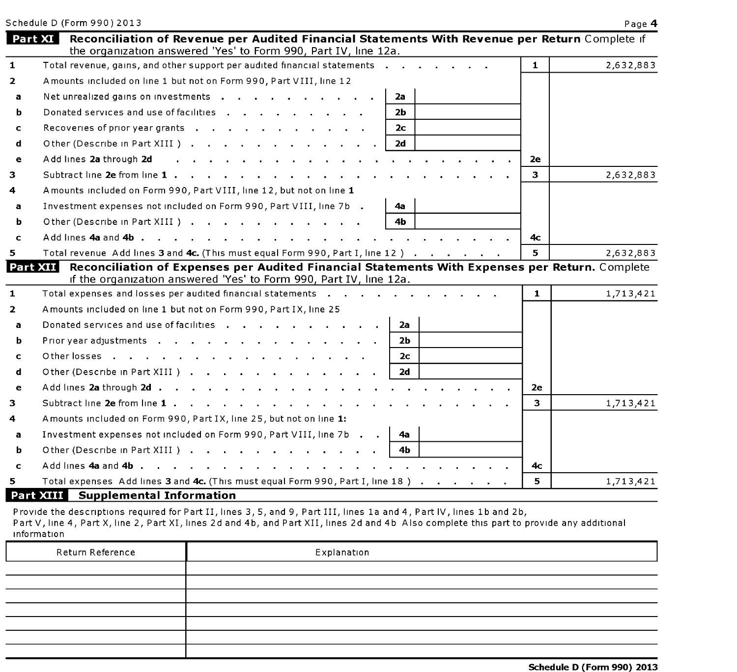## Part XI Reconciliation of Revenue per Audited Financial Statements With Revenue per Return

Complete if the organization answered 'Yes' to Form 990, Part IV, line 12a.

| | | | | | |
|---|---|---|---|---|---|
| 1 | Total revenue, gains, and other support per audited financial statements | | | 1 | 2,632,883 |
| 2 | Amounts included on line 1 but not on Form 990, Part VIII, line 12 | | | | |
| a | Net unrealized gains on investments | 2a | | | |
| b | Donated services and use of facilities | 2b | | | |
| c | Recoveries of prior year grants | 2c | | | |
| d | Other (Describe in Part XIII ) | 2d | | | |
| e | Add lines **2a** through **2d** | | | 2e | |
| 3 | Subtract line **2e** from line **1** | | | 3 | 2,632,883 |
| 4 | Amounts included on Form 990, Part VIII, line 12, but not on line **1** | | | | |
| a | Investment expenses not included on Form 990, Part VIII, line 7b | 4a | | | |
| b | Other (Describe in Part XIII ) | 4b | | | |
| c | Add lines **4a** and **4b** | | | 4c | |
| 5 | Total revenue Add lines **3** and **4c.** (This must equal Form 990, Part I, line 12 ) | | | 5 | 2,632,883 |

## Part XII Reconciliation of Expenses per Audited Financial Statements With Expenses per Return.

Complete if the organization answered 'Yes' to Form 990, Part IV, line 12a.

| | | | | | |
|---|---|---|---|---|---|
| 1 | Total expenses and losses per audited financial statements | | | 1 | 1,713,421 |
| 2 | Amounts included on line 1 but not on Form 990, Part IX, line 25 | | | | |
| a | Donated services and use of facilities | 2a | | | |
| b | Prior year adjustments | 2b | | | |
| c | Other losses | 2c | | | |
| d | Other (Describe in Part XIII ) | 2d | | | |
| e | Add lines **2a** through **2d** | | | 2e | |
| 3 | Subtract line **2e** from line **1** | | | 3 | 1,713,421 |
| 4 | Amounts included on Form 990, Part IX, line 25, but not on line **1:** | | | | |
| a | Investment expenses not included on Form 990, Part VIII, line 7b | 4a | | | |
| b | Other (Describe in Part XIII ) | 4b | | | |
| c | Add lines **4a** and **4b** | | | 4c | |
| 5 | Total expenses Add lines **3** and **4c.** (This must equal Form 990, Part I, line 18 ) | | | 5 | 1,713,421 |

## Part XIII Supplemental Information

Provide the descriptions required for Part II, lines 3, 5, and 9, Part III, lines 1a and 4, Part IV, lines 1b and 2b, Part V, line 4, Part X, line 2, Part XI, lines 2d and 4b, and Part XII, lines 2d and 4b Also complete this part to provide any additional information

| Return Reference | Explanation |
|---|---|
| | |
| | |
| | |
| | |
| | |
| | |
| | |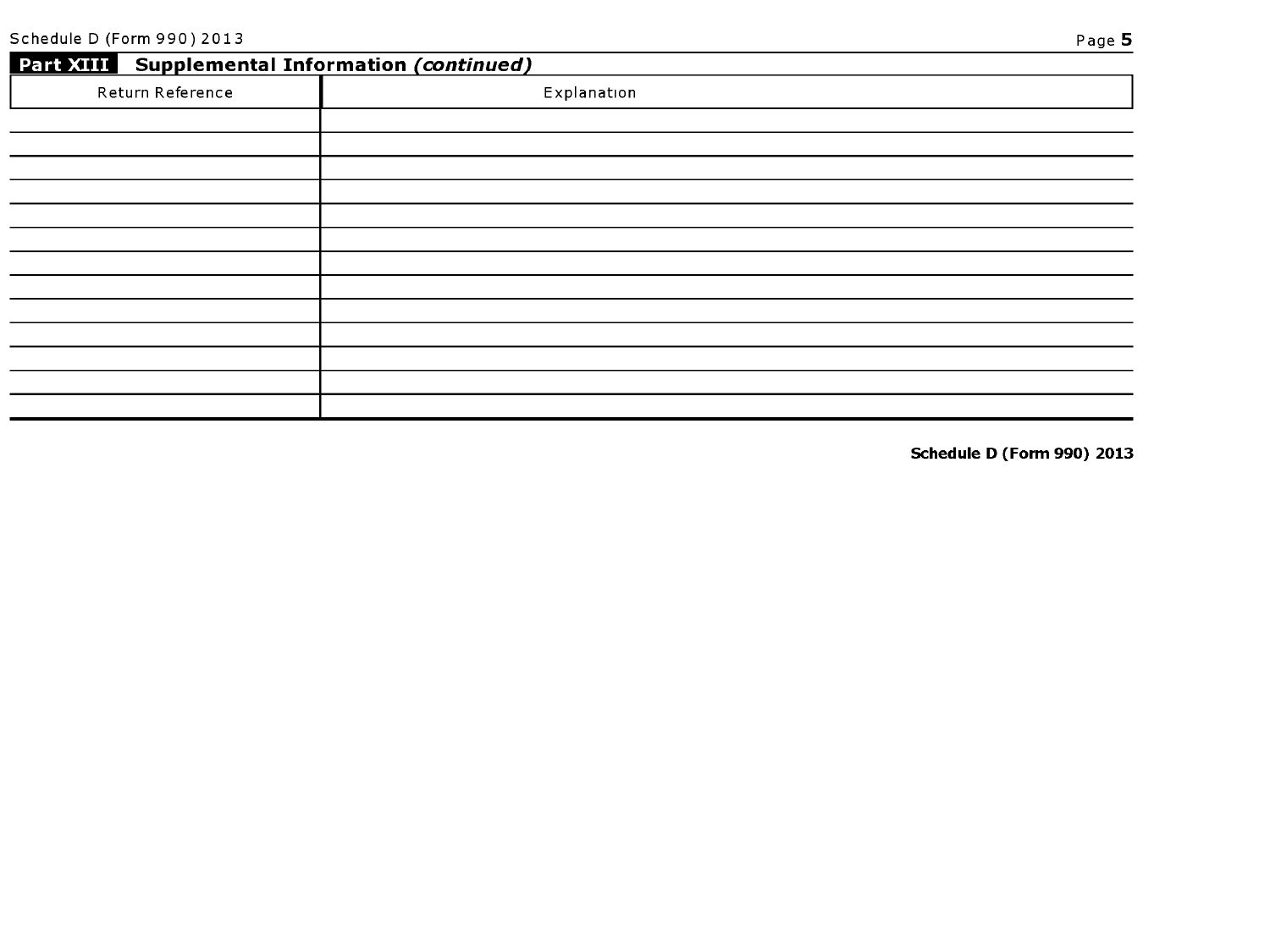## Part XIII Supplemental Information *(continued)*

| Return Reference | Explanation |
| --- | --- |
| | |
| | |
| | |
| | |
| | |
| | |
| | |
| | |
| | |
| | |
| | |
| | |
| | |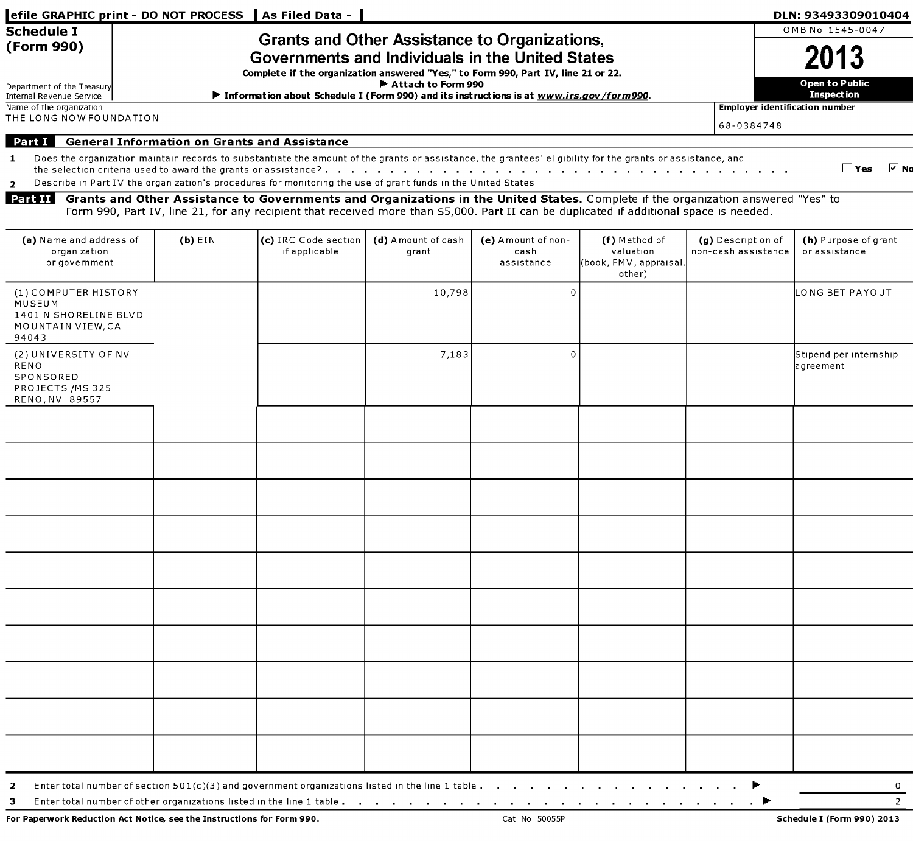efile GRAPHIC print - DO NOT PROCESS | As Filed Data - | DLN: 93493309010404

**Schedule I (Form 990)**

Department of the Treasury
Internal Revenue Service

# Grants and Other Assistance to Organizations, Governments and Individuals in the United States

**Complete if the organization answered "Yes," to Form 990, Part IV, line 21 or 22.**
**▶ Attach to Form 990**
**▶ Information about Schedule I (Form 990) and its instructions is at *www.irs.gov/form990*.**

OMB No 1545-0047

**2013**

**Open to Public Inspection**

Name of the organization
THE LONG NOW FOUNDATION

Employer identification number
68-0384748

## Part I General Information on Grants and Assistance

**1** Does the organization maintain records to substantiate the amount of the grants or assistance, the grantees' eligibility for the grants or assistance, and the selection criteria used to award the grants or assistance? . . . ☐ Yes ☑ No

**2** Describe in Part IV the organization's procedures for monitoring the use of grant funds in the United States

## Part II Grants and Other Assistance to Governments and Organizations in the United States.

Complete if the organization answered "Yes" to Form 990, Part IV, line 21, for any recipient that received more than $5,000. Part II can be duplicated if additional space is needed.

| (a) Name and address of organization or government | (b) EIN | (c) IRC Code section if applicable | (d) Amount of cash grant | (e) Amount of non-cash assistance | (f) Method of valuation (book, FMV, appraisal, other) | (g) Description of non-cash assistance | (h) Purpose of grant or assistance |
|---|---|---|---|---|---|---|---|
| (1) COMPUTER HISTORY MUSEUM 1401 N SHORELINE BLVD MOUNTAIN VIEW,CA 94043 | | | 10,798 | 0 | | | LONG BET PAYOUT |
| (2) UNIVERSITY OF NV RENO SPONSORED PROJECTS /MS 325 RENO,NV 89557 | | | 7,183 | 0 | | | Stipend per internship agreement |
| | | | | | | | |
| | | | | | | | |
| | | | | | | | |
| | | | | | | | |
| | | | | | | | |
| | | | | | | | |
| | | | | | | | |
| | | | | | | | |
| | | | | | | | |
| | | | | | | | |

**2** Enter total number of section 501(c)(3) and government organizations listed in the line 1 table . . . ▶ 0

**3** Enter total number of other organizations listed in the line 1 table . . . ▶ 2

**For Paperwork Reduction Act Notice, see the Instructions for Form 990.** Cat No 50055P **Schedule I (Form 990) 2013**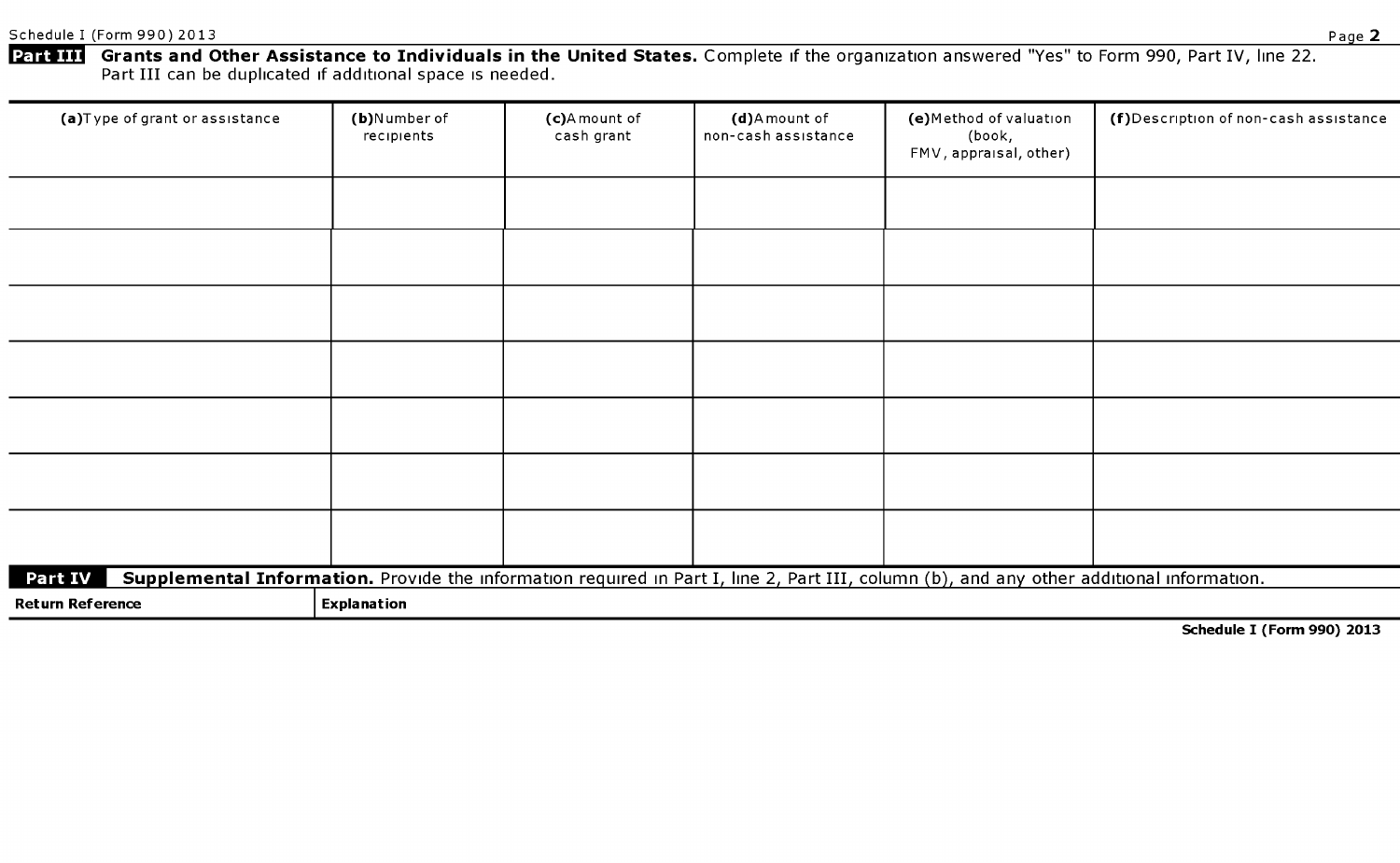**Part III** **Grants and Other Assistance to Individuals in the United States.** Complete if the organization answered "Yes" to Form 990, Part IV, line 22. Part III can be duplicated if additional space is needed.

| (a) Type of grant or assistance | (b) Number of recipients | (c) Amount of cash grant | (d) Amount of non-cash assistance | (e) Method of valuation (book, FMV, appraisal, other) | (f) Description of non-cash assistance |
|---|---|---|---|---|---|
| | | | | | |
| | | | | | |
| | | | | | |
| | | | | | |
| | | | | | |
| | | | | | |
| | | | | | |

**Part IV** **Supplemental Information.** Provide the information required in Part I, line 2, Part III, column (b), and any other additional information.

| Return Reference | Explanation |
|---|---|

**Schedule I (Form 990) 2013**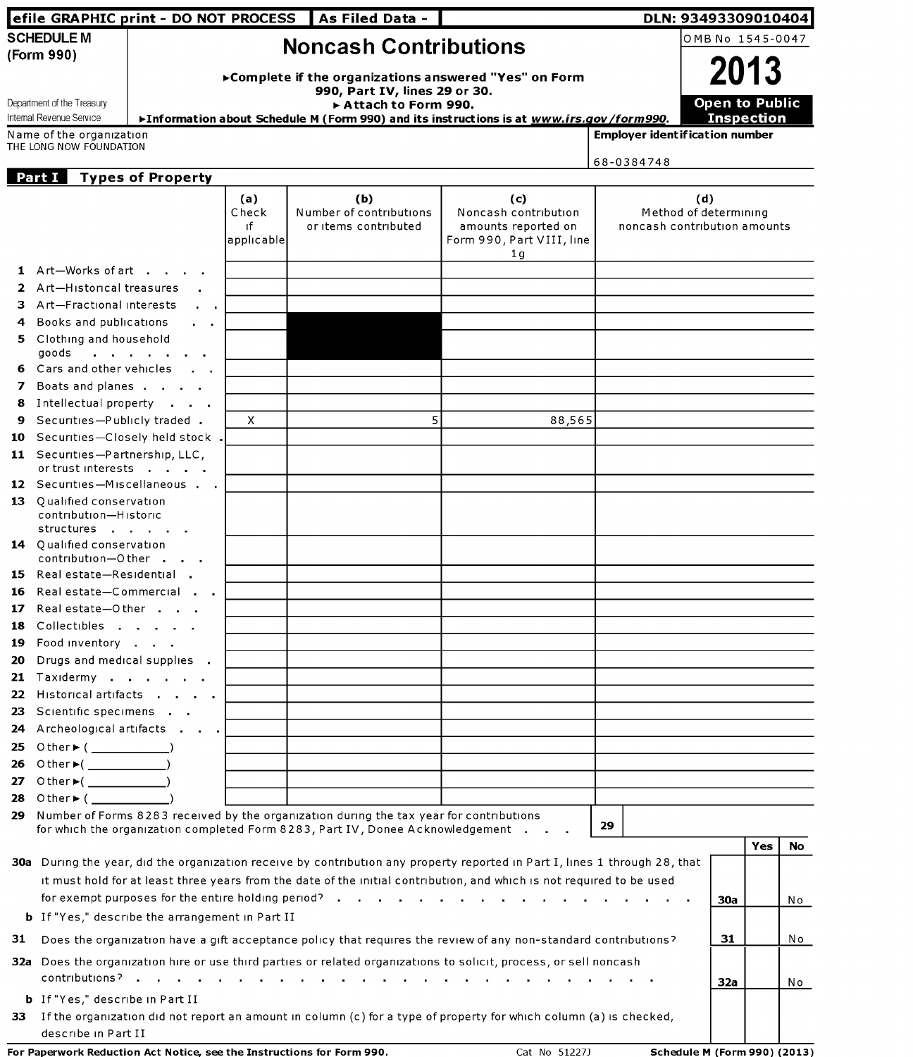efile GRAPHIC print - DO NOT PROCESS | As Filed Data - | DLN: 93493309010404

**SCHEDULE M (Form 990)**

Department of the Treasury
Internal Revenue Service

# Noncash Contributions

▶Complete if the organizations answered "Yes" on Form 990, Part IV, lines 29 or 30.
▶ Attach to Form 990.
▶Information about Schedule M (Form 990) and its instructions is at *www.irs.gov/form990*.

OMB No 1545-0047

**2013**

**Open to Public Inspection**

Name of the organization
THE LONG NOW FOUNDATION

**Employer identification number**
68-0384748

## Part I Types of Property

| | (a) Check if applicable | (b) Number of contributions or items contributed | (c) Noncash contribution amounts reported on Form 990, Part VIII, line 1g | (d) Method of determining noncash contribution amounts |
|---|---|---|---|---|
| 1 Art—Works of art | | | | |
| 2 Art—Historical treasures | | | | |
| 3 Art—Fractional interests | | | | |
| 4 Books and publications | | | | |
| 5 Clothing and household goods | | | | |
| 6 Cars and other vehicles | | | | |
| 7 Boats and planes | | | | |
| 8 Intellectual property | | | | |
| 9 Securities—Publicly traded | X | 5 | 88,565 | |
| 10 Securities—Closely held stock | | | | |
| 11 Securities—Partnership, LLC, or trust interests | | | | |
| 12 Securities—Miscellaneous | | | | |
| 13 Qualified conservation contribution—Historic structures | | | | |
| 14 Qualified conservation contribution—Other | | | | |
| 15 Real estate—Residential | | | | |
| 16 Real estate—Commercial | | | | |
| 17 Real estate—Other | | | | |
| 18 Collectibles | | | | |
| 19 Food inventory | | | | |
| 20 Drugs and medical supplies | | | | |
| 21 Taxidermy | | | | |
| 22 Historical artifacts | | | | |
| 23 Scientific specimens | | | | |
| 24 Archeological artifacts | | | | |
| 25 Other ▶ (\_\_\_\_\_\_\_\_\_\_\_\_) | | | | |
| 26 Other ▶ (\_\_\_\_\_\_\_\_\_\_\_\_) | | | | |
| 27 Other ▶ (\_\_\_\_\_\_\_\_\_\_\_\_) | | | | |
| 28 Other ▶ (\_\_\_\_\_\_\_\_\_\_\_\_) | | | | |

**29** Number of Forms 8283 received by the organization during the tax year for contributions for which the organization completed Form 8283, Part IV, Donee Acknowledgement . . . | **29** |

| | | | Yes | No |
|---|---|---|---|---|
| **30a** | During the year, did the organization receive by contribution any property reported in Part I, lines 1 through 28, that it must hold for at least three years from the date of the initial contribution, and which is not required to be used for exempt purposes for the entire holding period? | **30a** | | No |
| **b** | If "Yes," describe the arrangement in Part II | | | |
| **31** | Does the organization have a gift acceptance policy that requires the review of any non-standard contributions? | **31** | | No |
| **32a** | Does the organization hire or use third parties or related organizations to solicit, process, or sell noncash contributions? | **32a** | | No |
| **b** | If "Yes," describe in Part II | | | |
| **33** | If the organization did not report an amount in column (c) for a type of property for which column (a) is checked, describe in Part II | | | |

**For Paperwork Reduction Act Notice, see the Instructions for Form 990.** Cat No 51227J **Schedule M (Form 990) (2013)**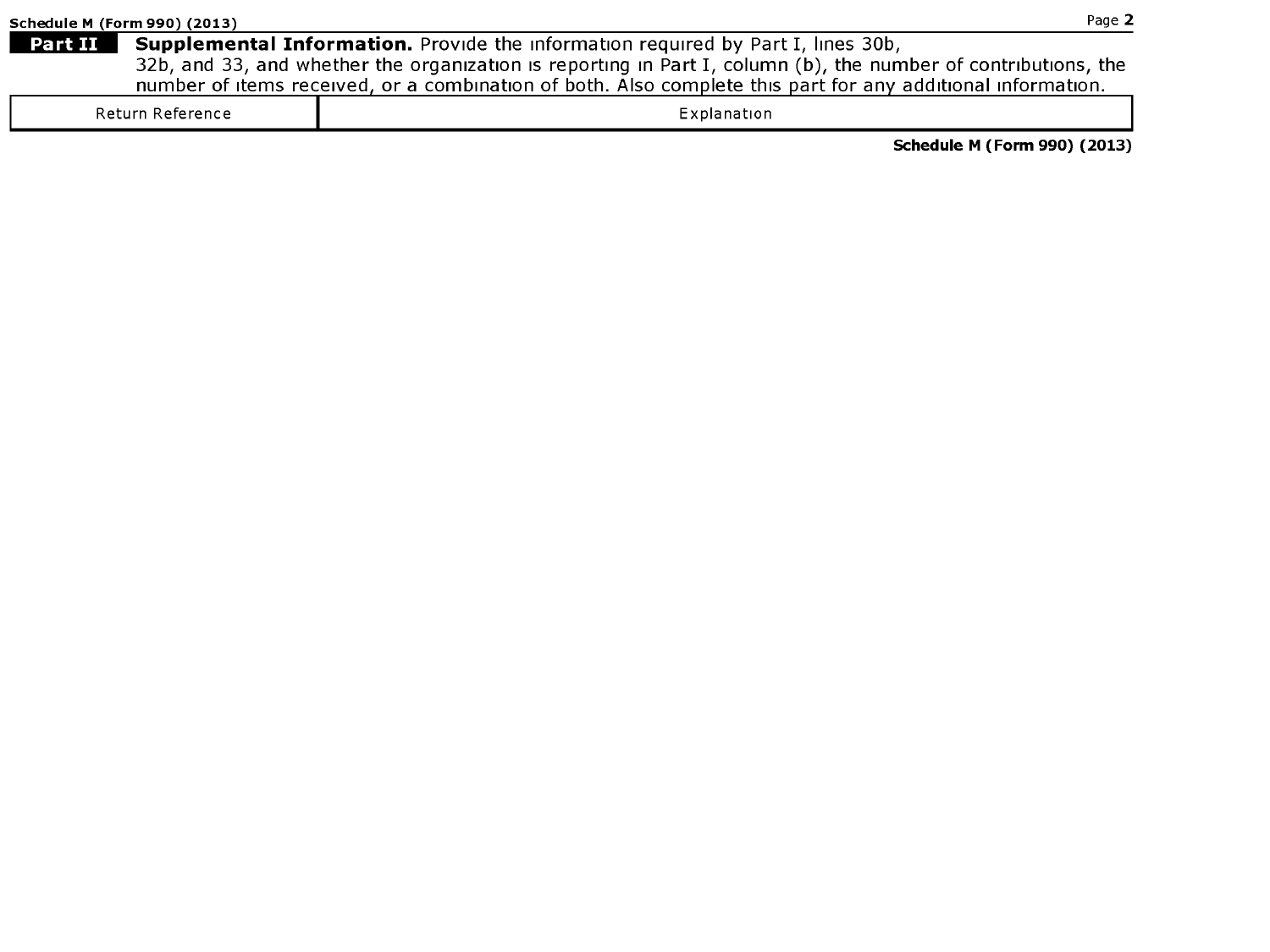## Part II Supplemental Information.

Provide the information required by Part I, lines 30b, 32b, and 33, and whether the organization is reporting in Part I, column (b), the number of contributions, the number of items received, or a combination of both. Also complete this part for any additional information.

| Return Reference | Explanation |
|---|---|

Schedule M (Form 990) (2013)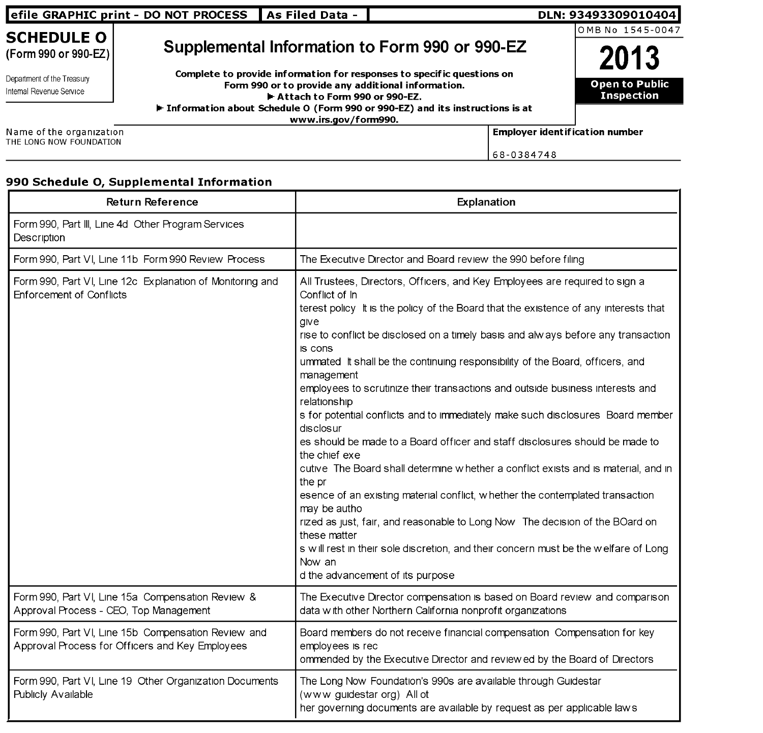efile GRAPHIC print - DO NOT PROCESS | As Filed Data - | DLN: 93493309010404

# SCHEDULE O
(Form 990 or 990-EZ)

Department of the Treasury
Internal Revenue Service

## Supplemental Information to Form 990 or 990-EZ

**Complete to provide information for responses to specific questions on Form 990 or to provide any additional information.**
**▶ Attach to Form 990 or 990-EZ.**
**▶ Information about Schedule O (Form 990 or 990-EZ) and its instructions is at www.irs.gov/form990.**

OMB No 1545-0047

**2013**

**Open to Public Inspection**

Name of the organization
THE LONG NOW FOUNDATION

**Employer identification number**
68-0384748

### 990 Schedule O, Supplemental Information

| Return Reference | Explanation |
|---|---|
| Form 990, Part III, Line 4d Other Program Services Description | |
| Form 990, Part VI, Line 11b Form 990 Review Process | The Executive Director and Board review the 990 before filing |
| Form 990, Part VI, Line 12c Explanation of Monitoring and Enforcement of Conflicts | All Trustees, Directors, Officers, and Key Employees are required to sign a Conflict of In terest policy It is the policy of the Board that the existence of any interests that give rise to conflict be disclosed on a timely basis and always before any transaction is cons ummated It shall be the continuing responsibility of the Board, officers, and management employees to scrutinize their transactions and outside business interests and relationship s for potential conflicts and to immediately make such disclosures Board member disclosur es should be made to a Board officer and staff disclosures should be made to the chief exe cutive The Board shall determine whether a conflict exists and is material, and in the pr esence of an existing material conflict, whether the contemplated transaction may be autho rized as just, fair, and reasonable to Long Now The decision of the BOard on these matter s will rest in their sole discretion, and their concern must be the welfare of Long Now an d the advancement of its purpose |
| Form 990, Part VI, Line 15a Compensation Review & Approval Process - CEO, Top Management | The Executive Director compensation is based on Board review and comparison data with other Northern California nonprofit organizations |
| Form 990, Part VI, Line 15b Compensation Review and Approval Process for Officers and Key Employees | Board members do not receive financial compensation Compensation for key employees is rec ommended by the Executive Director and reviewed by the Board of Directors |
| Form 990, Part VI, Line 19 Other Organization Documents Publicly Available | The Long Now Foundation's 990s are available through Guidestar (www guidestar org) All ot her governing documents are available by request as per applicable laws |